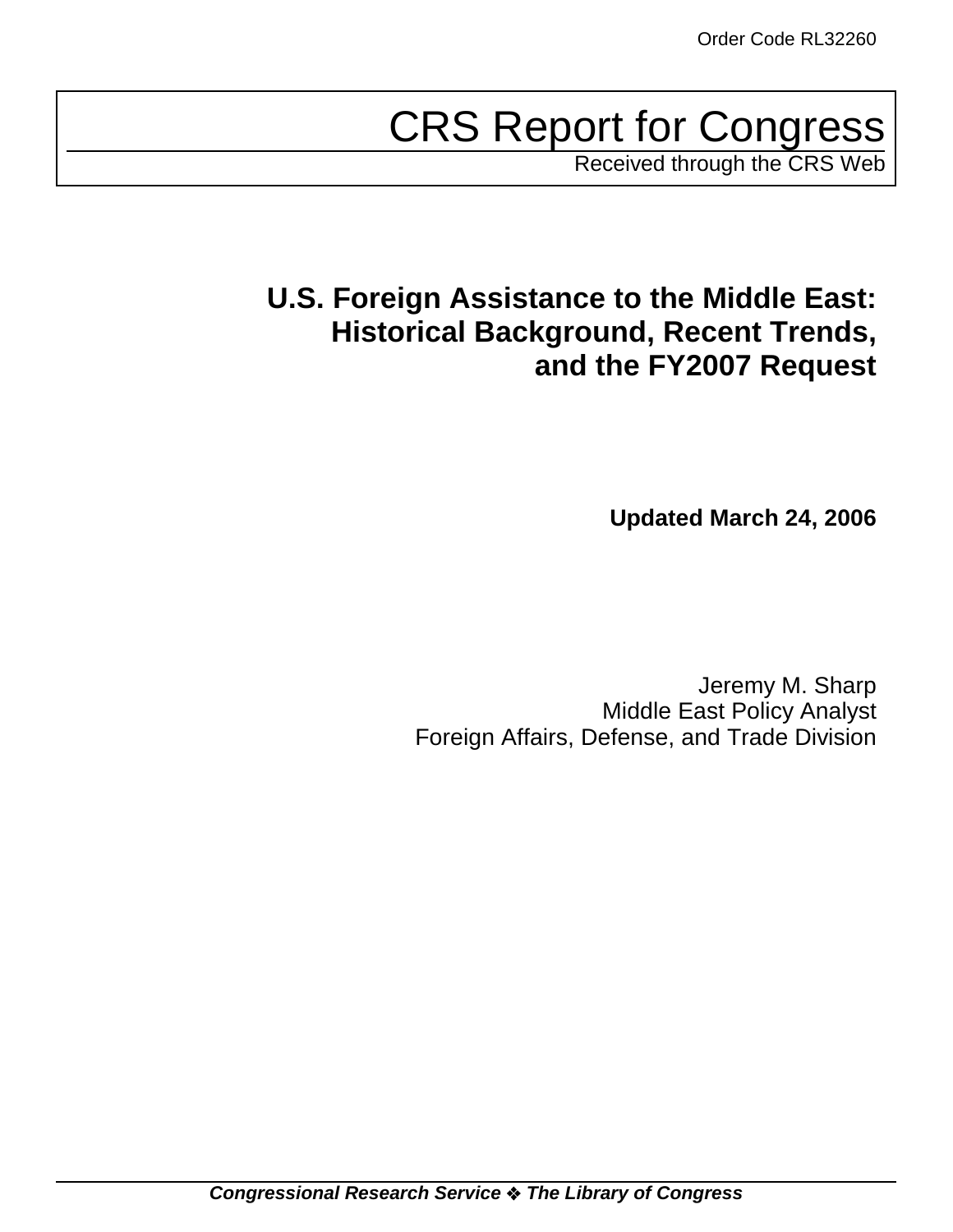Order Code RL32260

# CRS Report for Congress

Received through the CRS Web

## U.S. Foreign Assistance to the Middle East: Historical Background, Recent Trends, and the FY2007 Request

**Updated March 24, 2006**

Jeremy M. Sharp
Middle East Policy Analyst
Foreign Affairs, Defense, and Trade Division

***Congressional Research Service ❖ The Library of Congress***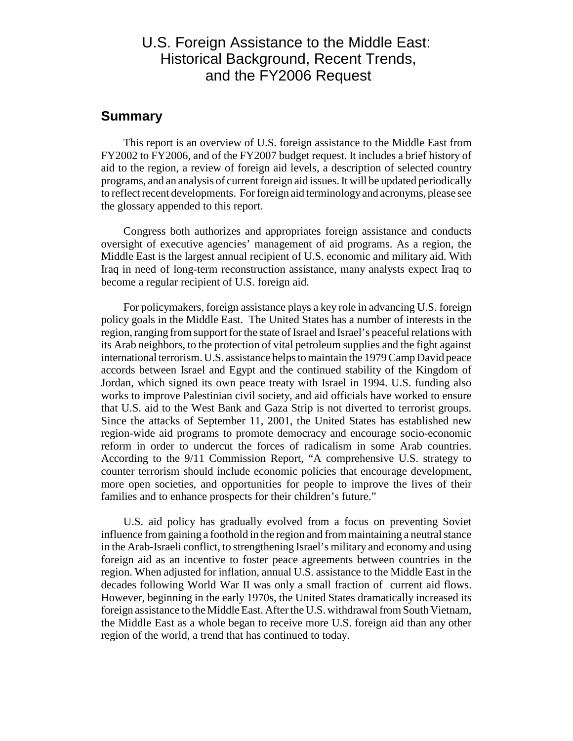# U.S. Foreign Assistance to the Middle East: Historical Background, Recent Trends, and the FY2006 Request

## Summary

This report is an overview of U.S. foreign assistance to the Middle East from FY2002 to FY2006, and of the FY2007 budget request. It includes a brief history of aid to the region, a review of foreign aid levels, a description of selected country programs, and an analysis of current foreign aid issues. It will be updated periodically to reflect recent developments. For foreign aid terminology and acronyms, please see the glossary appended to this report.

Congress both authorizes and appropriates foreign assistance and conducts oversight of executive agencies' management of aid programs. As a region, the Middle East is the largest annual recipient of U.S. economic and military aid. With Iraq in need of long-term reconstruction assistance, many analysts expect Iraq to become a regular recipient of U.S. foreign aid.

For policymakers, foreign assistance plays a key role in advancing U.S. foreign policy goals in the Middle East. The United States has a number of interests in the region, ranging from support for the state of Israel and Israel's peaceful relations with its Arab neighbors, to the protection of vital petroleum supplies and the fight against international terrorism. U.S. assistance helps to maintain the 1979 Camp David peace accords between Israel and Egypt and the continued stability of the Kingdom of Jordan, which signed its own peace treaty with Israel in 1994. U.S. funding also works to improve Palestinian civil society, and aid officials have worked to ensure that U.S. aid to the West Bank and Gaza Strip is not diverted to terrorist groups. Since the attacks of September 11, 2001, the United States has established new region-wide aid programs to promote democracy and encourage socio-economic reform in order to undercut the forces of radicalism in some Arab countries. According to the 9/11 Commission Report, "A comprehensive U.S. strategy to counter terrorism should include economic policies that encourage development, more open societies, and opportunities for people to improve the lives of their families and to enhance prospects for their children's future."

U.S. aid policy has gradually evolved from a focus on preventing Soviet influence from gaining a foothold in the region and from maintaining a neutral stance in the Arab-Israeli conflict, to strengthening Israel's military and economy and using foreign aid as an incentive to foster peace agreements between countries in the region. When adjusted for inflation, annual U.S. assistance to the Middle East in the decades following World War II was only a small fraction of current aid flows. However, beginning in the early 1970s, the United States dramatically increased its foreign assistance to the Middle East. After the U.S. withdrawal from South Vietnam, the Middle East as a whole began to receive more U.S. foreign aid than any other region of the world, a trend that has continued to today.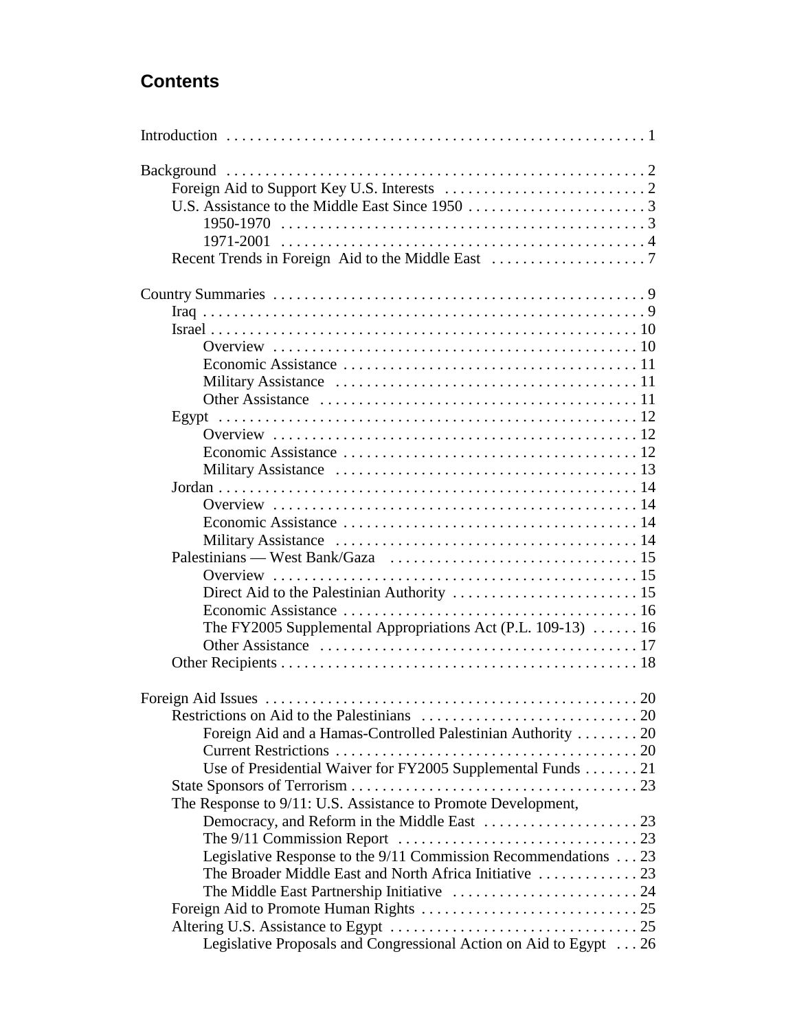## Contents

Introduction . . . . . . . . . . . . . . . . . . . . . . . . . . . . . . . . . . . . . . . . . . . . . . . . . . . . . 1

Background . . . . . . . . . . . . . . . . . . . . . . . . . . . . . . . . . . . . . . . . . . . . . . . . . . . . . 2
- Foreign Aid to Support Key U.S. Interests . . . . . . . . . . . . . . . . . . . . . . . . . . 2
- U.S. Assistance to the Middle East Since 1950 . . . . . . . . . . . . . . . . . . . . . . . 3
  - 1950-1970 . . . . . . . . . . . . . . . . . . . . . . . . . . . . . . . . . . . . . . . . . . . . . . 3
  - 1971-2001 . . . . . . . . . . . . . . . . . . . . . . . . . . . . . . . . . . . . . . . . . . . . . . 4
- Recent Trends in Foreign Aid to the Middle East . . . . . . . . . . . . . . . . . . . . 7

Country Summaries . . . . . . . . . . . . . . . . . . . . . . . . . . . . . . . . . . . . . . . . . . . . . . . 9
- Iraq . . . . . . . . . . . . . . . . . . . . . . . . . . . . . . . . . . . . . . . . . . . . . . . . . . . . . . . . 9
- Israel . . . . . . . . . . . . . . . . . . . . . . . . . . . . . . . . . . . . . . . . . . . . . . . . . . . . . . 10
  - Overview . . . . . . . . . . . . . . . . . . . . . . . . . . . . . . . . . . . . . . . . . . . . . . . 10
  - Economic Assistance . . . . . . . . . . . . . . . . . . . . . . . . . . . . . . . . . . . . . . 11
  - Military Assistance . . . . . . . . . . . . . . . . . . . . . . . . . . . . . . . . . . . . . . . 11
  - Other Assistance . . . . . . . . . . . . . . . . . . . . . . . . . . . . . . . . . . . . . . . . . 11
- Egypt . . . . . . . . . . . . . . . . . . . . . . . . . . . . . . . . . . . . . . . . . . . . . . . . . . . . . 12
  - Overview . . . . . . . . . . . . . . . . . . . . . . . . . . . . . . . . . . . . . . . . . . . . . . . 12
  - Economic Assistance . . . . . . . . . . . . . . . . . . . . . . . . . . . . . . . . . . . . . . 12
  - Military Assistance . . . . . . . . . . . . . . . . . . . . . . . . . . . . . . . . . . . . . . . 13
- Jordan . . . . . . . . . . . . . . . . . . . . . . . . . . . . . . . . . . . . . . . . . . . . . . . . . . . . . 14
  - Overview . . . . . . . . . . . . . . . . . . . . . . . . . . . . . . . . . . . . . . . . . . . . . . . 14
  - Economic Assistance . . . . . . . . . . . . . . . . . . . . . . . . . . . . . . . . . . . . . . 14
  - Military Assistance . . . . . . . . . . . . . . . . . . . . . . . . . . . . . . . . . . . . . . . 14
- Palestinians — West Bank/Gaza . . . . . . . . . . . . . . . . . . . . . . . . . . . . . . . . 15
  - Overview . . . . . . . . . . . . . . . . . . . . . . . . . . . . . . . . . . . . . . . . . . . . . . . 15
  - Direct Aid to the Palestinian Authority . . . . . . . . . . . . . . . . . . . . . . . . 15
  - Economic Assistance . . . . . . . . . . . . . . . . . . . . . . . . . . . . . . . . . . . . . . 16
  - The FY2005 Supplemental Appropriations Act (P.L. 109-13) . . . . . . 16
  - Other Assistance . . . . . . . . . . . . . . . . . . . . . . . . . . . . . . . . . . . . . . . . . 17
- Other Recipients . . . . . . . . . . . . . . . . . . . . . . . . . . . . . . . . . . . . . . . . . . . . . . 18

Foreign Aid Issues . . . . . . . . . . . . . . . . . . . . . . . . . . . . . . . . . . . . . . . . . . . . . . . . 20
- Restrictions on Aid to the Palestinians . . . . . . . . . . . . . . . . . . . . . . . . . . . . 20
  - Foreign Aid and a Hamas-Controlled Palestinian Authority . . . . . . . . 20
  - Current Restrictions . . . . . . . . . . . . . . . . . . . . . . . . . . . . . . . . . . . . . . . 20
  - Use of Presidential Waiver for FY2005 Supplemental Funds . . . . . . . 21
- State Sponsors of Terrorism . . . . . . . . . . . . . . . . . . . . . . . . . . . . . . . . . . . . . 23
- The Response to 9/11: U.S. Assistance to Promote Development, Democracy, and Reform in the Middle East . . . . . . . . . . . . . . . . . . . . 23
  - The 9/11 Commission Report . . . . . . . . . . . . . . . . . . . . . . . . . . . . . . . 23
  - Legislative Response to the 9/11 Commission Recommendations . . . 23
  - The Broader Middle East and North Africa Initiative . . . . . . . . . . . . . 23
  - The Middle East Partnership Initiative . . . . . . . . . . . . . . . . . . . . . . . . 24
- Foreign Aid to Promote Human Rights . . . . . . . . . . . . . . . . . . . . . . . . . . . . 25
- Altering U.S. Assistance to Egypt . . . . . . . . . . . . . . . . . . . . . . . . . . . . . . . . 25
  - Legislative Proposals and Congressional Action on Aid to Egypt . . . 26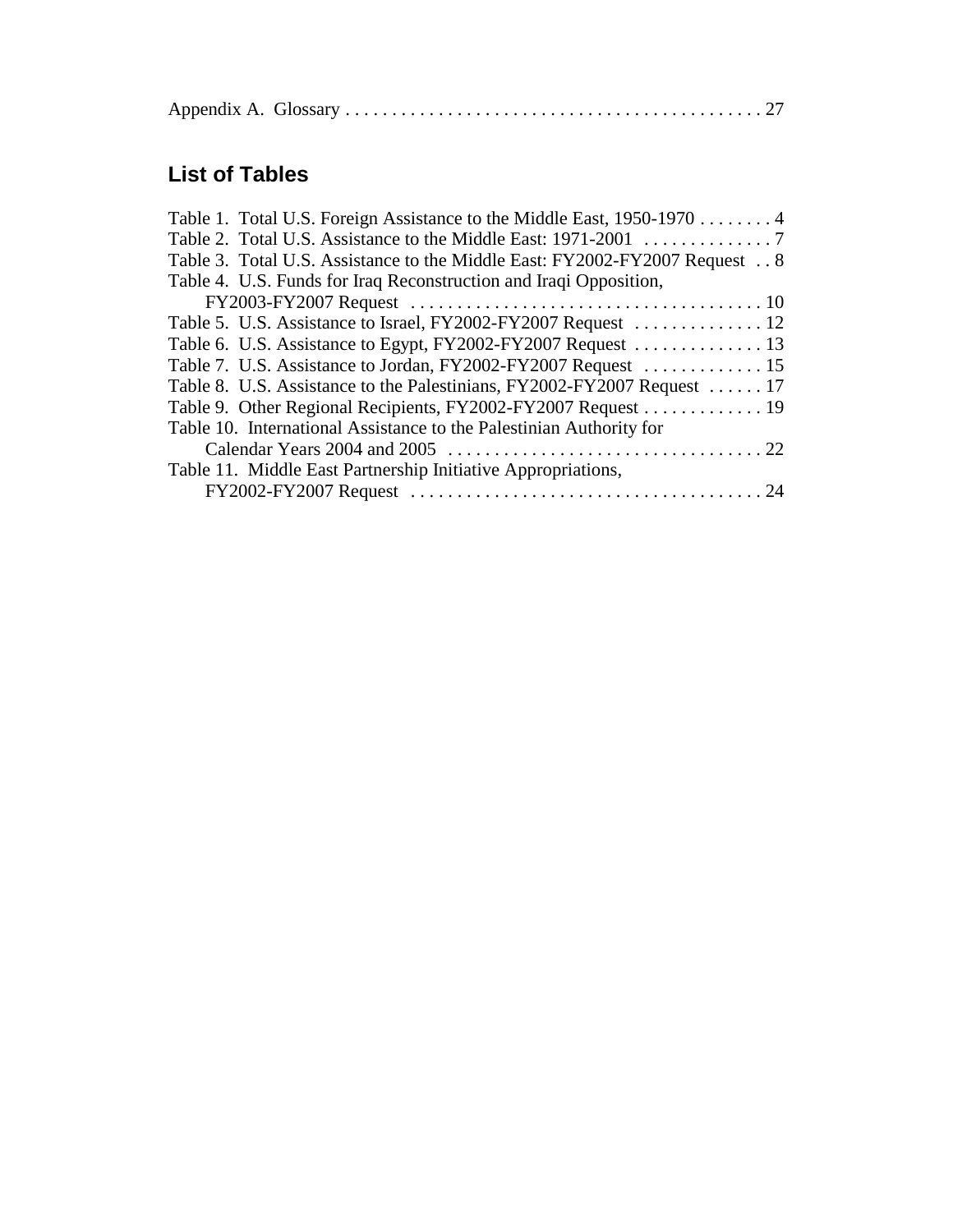Appendix A. Glossary . . . . . . . . . . . . . . . . . . . . . . . . . . . . . . . . . . . . . . . . . . . . . 27

## List of Tables

Table 1. Total U.S. Foreign Assistance to the Middle East, 1950-1970 . . . . . . . . 4
Table 2. Total U.S. Assistance to the Middle East: 1971-2001 . . . . . . . . . . . . . . 7
Table 3. Total U.S. Assistance to the Middle East: FY2002-FY2007 Request . . 8
Table 4. U.S. Funds for Iraq Reconstruction and Iraqi Opposition, FY2003-FY2007 Request . . . . . . . . . . . . . . . . . . . . . . . . . . . . . . . . . . . . . . 10
Table 5. U.S. Assistance to Israel, FY2002-FY2007 Request . . . . . . . . . . . . . . 12
Table 6. U.S. Assistance to Egypt, FY2002-FY2007 Request . . . . . . . . . . . . . . 13
Table 7. U.S. Assistance to Jordan, FY2002-FY2007 Request . . . . . . . . . . . . . 15
Table 8. U.S. Assistance to the Palestinians, FY2002-FY2007 Request . . . . . . 17
Table 9. Other Regional Recipients, FY2002-FY2007 Request . . . . . . . . . . . . . 19
Table 10. International Assistance to the Palestinian Authority for Calendar Years 2004 and 2005 . . . . . . . . . . . . . . . . . . . . . . . . . . . . . . . . . . 22
Table 11. Middle East Partnership Initiative Appropriations, FY2002-FY2007 Request . . . . . . . . . . . . . . . . . . . . . . . . . . . . . . . . . . . . . . 24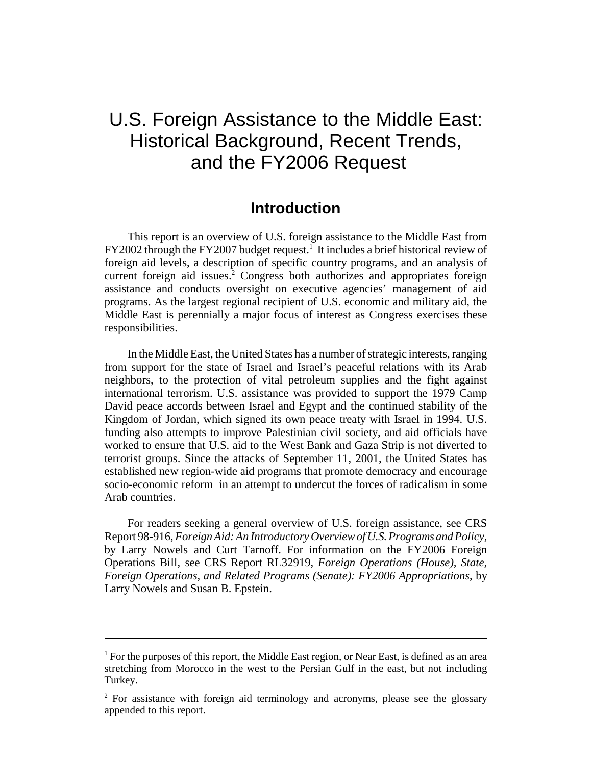# U.S. Foreign Assistance to the Middle East: Historical Background, Recent Trends, and the FY2006 Request

## Introduction

This report is an overview of U.S. foreign assistance to the Middle East from FY2002 through the FY2007 budget request.[1] It includes a brief historical review of foreign aid levels, a description of specific country programs, and an analysis of current foreign aid issues.[2] Congress both authorizes and appropriates foreign assistance and conducts oversight on executive agencies' management of aid programs. As the largest regional recipient of U.S. economic and military aid, the Middle East is perennially a major focus of interest as Congress exercises these responsibilities.

In the Middle East, the United States has a number of strategic interests, ranging from support for the state of Israel and Israel's peaceful relations with its Arab neighbors, to the protection of vital petroleum supplies and the fight against international terrorism. U.S. assistance was provided to support the 1979 Camp David peace accords between Israel and Egypt and the continued stability of the Kingdom of Jordan, which signed its own peace treaty with Israel in 1994. U.S. funding also attempts to improve Palestinian civil society, and aid officials have worked to ensure that U.S. aid to the West Bank and Gaza Strip is not diverted to terrorist groups. Since the attacks of September 11, 2001, the United States has established new region-wide aid programs that promote democracy and encourage socio-economic reform in an attempt to undercut the forces of radicalism in some Arab countries.

For readers seeking a general overview of U.S. foreign assistance, see CRS Report 98-916, *Foreign Aid: An Introductory Overview of U.S. Programs and Policy*, by Larry Nowels and Curt Tarnoff. For information on the FY2006 Foreign Operations Bill, see CRS Report RL32919, *Foreign Operations (House), State, Foreign Operations, and Related Programs (Senate): FY2006 Appropriations*, by Larry Nowels and Susan B. Epstein.

---

[1] For the purposes of this report, the Middle East region, or Near East, is defined as an area stretching from Morocco in the west to the Persian Gulf in the east, but not including Turkey.

[2] For assistance with foreign aid terminology and acronyms, please see the glossary appended to this report.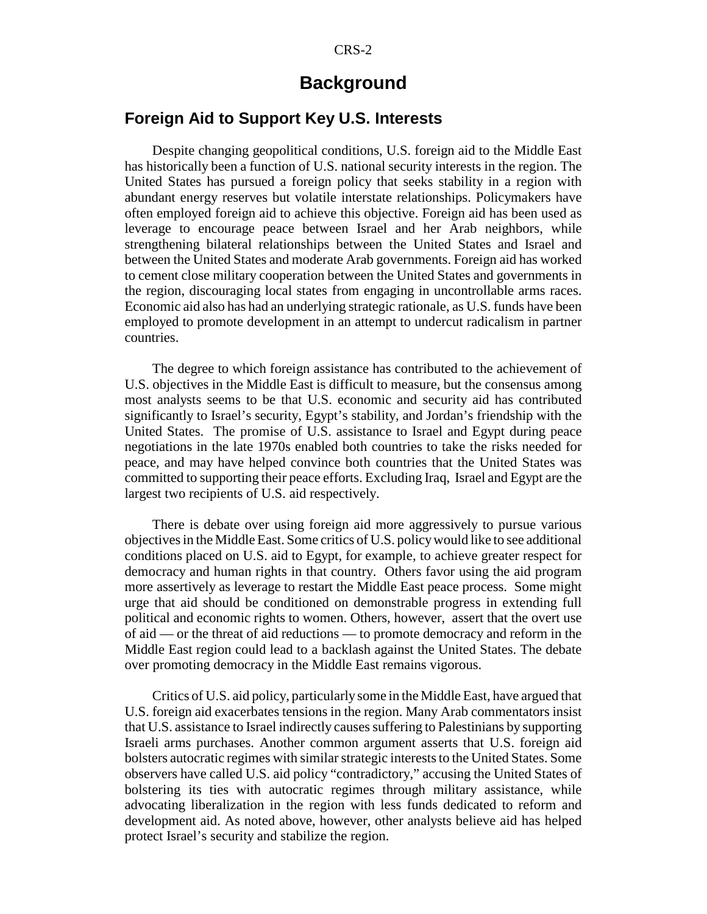# Background

## Foreign Aid to Support Key U.S. Interests

Despite changing geopolitical conditions, U.S. foreign aid to the Middle East has historically been a function of U.S. national security interests in the region. The United States has pursued a foreign policy that seeks stability in a region with abundant energy reserves but volatile interstate relationships. Policymakers have often employed foreign aid to achieve this objective. Foreign aid has been used as leverage to encourage peace between Israel and her Arab neighbors, while strengthening bilateral relationships between the United States and Israel and between the United States and moderate Arab governments. Foreign aid has worked to cement close military cooperation between the United States and governments in the region, discouraging local states from engaging in uncontrollable arms races. Economic aid also has had an underlying strategic rationale, as U.S. funds have been employed to promote development in an attempt to undercut radicalism in partner countries.

The degree to which foreign assistance has contributed to the achievement of U.S. objectives in the Middle East is difficult to measure, but the consensus among most analysts seems to be that U.S. economic and security aid has contributed significantly to Israel's security, Egypt's stability, and Jordan's friendship with the United States. The promise of U.S. assistance to Israel and Egypt during peace negotiations in the late 1970s enabled both countries to take the risks needed for peace, and may have helped convince both countries that the United States was committed to supporting their peace efforts. Excluding Iraq, Israel and Egypt are the largest two recipients of U.S. aid respectively.

There is debate over using foreign aid more aggressively to pursue various objectives in the Middle East. Some critics of U.S. policy would like to see additional conditions placed on U.S. aid to Egypt, for example, to achieve greater respect for democracy and human rights in that country. Others favor using the aid program more assertively as leverage to restart the Middle East peace process. Some might urge that aid should be conditioned on demonstrable progress in extending full political and economic rights to women. Others, however, assert that the overt use of aid — or the threat of aid reductions — to promote democracy and reform in the Middle East region could lead to a backlash against the United States. The debate over promoting democracy in the Middle East remains vigorous.

Critics of U.S. aid policy, particularly some in the Middle East, have argued that U.S. foreign aid exacerbates tensions in the region. Many Arab commentators insist that U.S. assistance to Israel indirectly causes suffering to Palestinians by supporting Israeli arms purchases. Another common argument asserts that U.S. foreign aid bolsters autocratic regimes with similar strategic interests to the United States. Some observers have called U.S. aid policy "contradictory," accusing the United States of bolstering its ties with autocratic regimes through military assistance, while advocating liberalization in the region with less funds dedicated to reform and development aid. As noted above, however, other analysts believe aid has helped protect Israel's security and stabilize the region.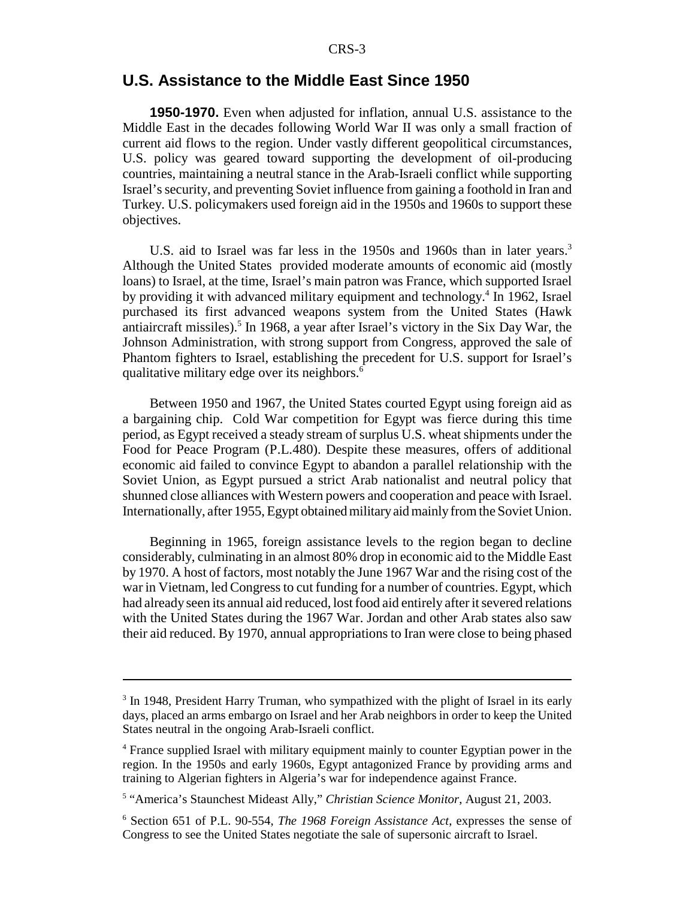## U.S. Assistance to the Middle East Since 1950

**1950-1970.** Even when adjusted for inflation, annual U.S. assistance to the Middle East in the decades following World War II was only a small fraction of current aid flows to the region. Under vastly different geopolitical circumstances, U.S. policy was geared toward supporting the development of oil-producing countries, maintaining a neutral stance in the Arab-Israeli conflict while supporting Israel's security, and preventing Soviet influence from gaining a foothold in Iran and Turkey. U.S. policymakers used foreign aid in the 1950s and 1960s to support these objectives.

U.S. aid to Israel was far less in the 1950s and 1960s than in later years.[3] Although the United States provided moderate amounts of economic aid (mostly loans) to Israel, at the time, Israel's main patron was France, which supported Israel by providing it with advanced military equipment and technology.[4] In 1962, Israel purchased its first advanced weapons system from the United States (Hawk antiaircraft missiles).[5] In 1968, a year after Israel's victory in the Six Day War, the Johnson Administration, with strong support from Congress, approved the sale of Phantom fighters to Israel, establishing the precedent for U.S. support for Israel's qualitative military edge over its neighbors.[6]

Between 1950 and 1967, the United States courted Egypt using foreign aid as a bargaining chip. Cold War competition for Egypt was fierce during this time period, as Egypt received a steady stream of surplus U.S. wheat shipments under the Food for Peace Program (P.L.480). Despite these measures, offers of additional economic aid failed to convince Egypt to abandon a parallel relationship with the Soviet Union, as Egypt pursued a strict Arab nationalist and neutral policy that shunned close alliances with Western powers and cooperation and peace with Israel. Internationally, after 1955, Egypt obtained military aid mainly from the Soviet Union.

Beginning in 1965, foreign assistance levels to the region began to decline considerably, culminating in an almost 80% drop in economic aid to the Middle East by 1970. A host of factors, most notably the June 1967 War and the rising cost of the war in Vietnam, led Congress to cut funding for a number of countries. Egypt, which had already seen its annual aid reduced, lost food aid entirely after it severed relations with the United States during the 1967 War. Jordan and other Arab states also saw their aid reduced. By 1970, annual appropriations to Iran were close to being phased

---

[3] In 1948, President Harry Truman, who sympathized with the plight of Israel in its early days, placed an arms embargo on Israel and her Arab neighbors in order to keep the United States neutral in the ongoing Arab-Israeli conflict.

[4] France supplied Israel with military equipment mainly to counter Egyptian power in the region. In the 1950s and early 1960s, Egypt antagonized France by providing arms and training to Algerian fighters in Algeria's war for independence against France.

[5] "America's Staunchest Mideast Ally," *Christian Science Monitor*, August 21, 2003.

[6] Section 651 of P.L. 90-554, *The 1968 Foreign Assistance Act*, expresses the sense of Congress to see the United States negotiate the sale of supersonic aircraft to Israel.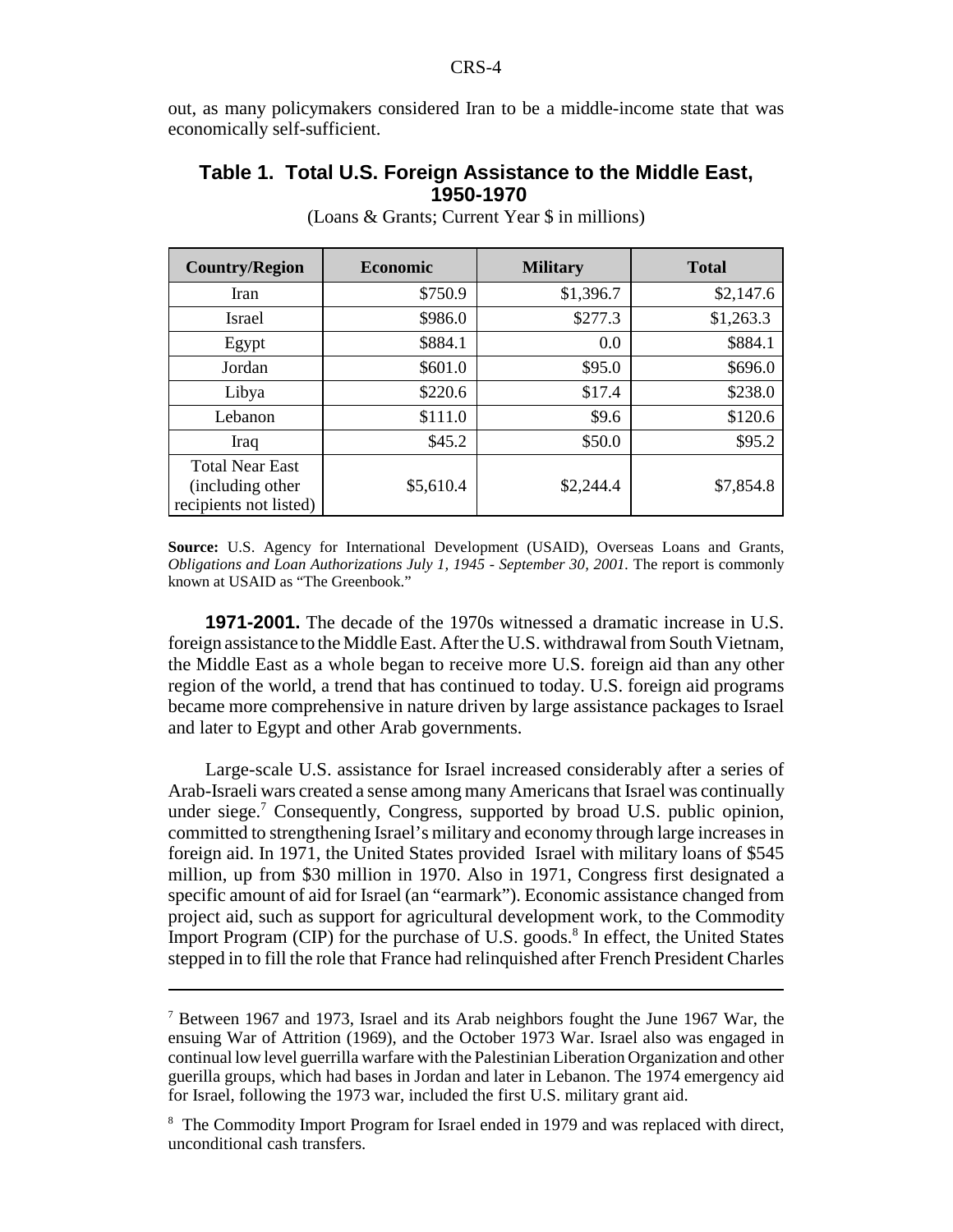out, as many policymakers considered Iran to be a middle-income state that was economically self-sufficient.

### Table 1. Total U.S. Foreign Assistance to the Middle East, 1950-1970

(Loans & Grants; Current Year $ in millions)

| Country/Region | Economic | Military | Total |
|---|---|---|---|
| Iran | $750.9 | $1,396.7 | $2,147.6 |
| Israel | $986.0 | $277.3 | $1,263.3 |
| Egypt | $884.1 | 0.0 | $884.1 |
| Jordan | $601.0 | $95.0 | $696.0 |
| Libya | $220.6 | $17.4 | $238.0 |
| Lebanon | $111.0 | $9.6 | $120.6 |
| Iraq | $45.2 | $50.0 | $95.2 |
| Total Near East (including other recipients not listed) | $5,610.4 | $2,244.4 | $7,854.8 |

**Source:** U.S. Agency for International Development (USAID), Overseas Loans and Grants, *Obligations and Loan Authorizations July 1, 1945 - September 30, 2001.* The report is commonly known at USAID as "The Greenbook."

**1971-2001.** The decade of the 1970s witnessed a dramatic increase in U.S. foreign assistance to the Middle East. After the U.S. withdrawal from South Vietnam, the Middle East as a whole began to receive more U.S. foreign aid than any other region of the world, a trend that has continued to today. U.S. foreign aid programs became more comprehensive in nature driven by large assistance packages to Israel and later to Egypt and other Arab governments.

Large-scale U.S. assistance for Israel increased considerably after a series of Arab-Israeli wars created a sense among many Americans that Israel was continually under siege.[7] Consequently, Congress, supported by broad U.S. public opinion, committed to strengthening Israel's military and economy through large increases in foreign aid. In 1971, the United States provided Israel with military loans of $545 million, up from $30 million in 1970. Also in 1971, Congress first designated a specific amount of aid for Israel (an "earmark"). Economic assistance changed from project aid, such as support for agricultural development work, to the Commodity Import Program (CIP) for the purchase of U.S. goods.[8] In effect, the United States stepped in to fill the role that France had relinquished after French President Charles

---

[7] Between 1967 and 1973, Israel and its Arab neighbors fought the June 1967 War, the ensuing War of Attrition (1969), and the October 1973 War. Israel also was engaged in continual low level guerrilla warfare with the Palestinian Liberation Organization and other guerilla groups, which had bases in Jordan and later in Lebanon. The 1974 emergency aid for Israel, following the 1973 war, included the first U.S. military grant aid.

[8] The Commodity Import Program for Israel ended in 1979 and was replaced with direct, unconditional cash transfers.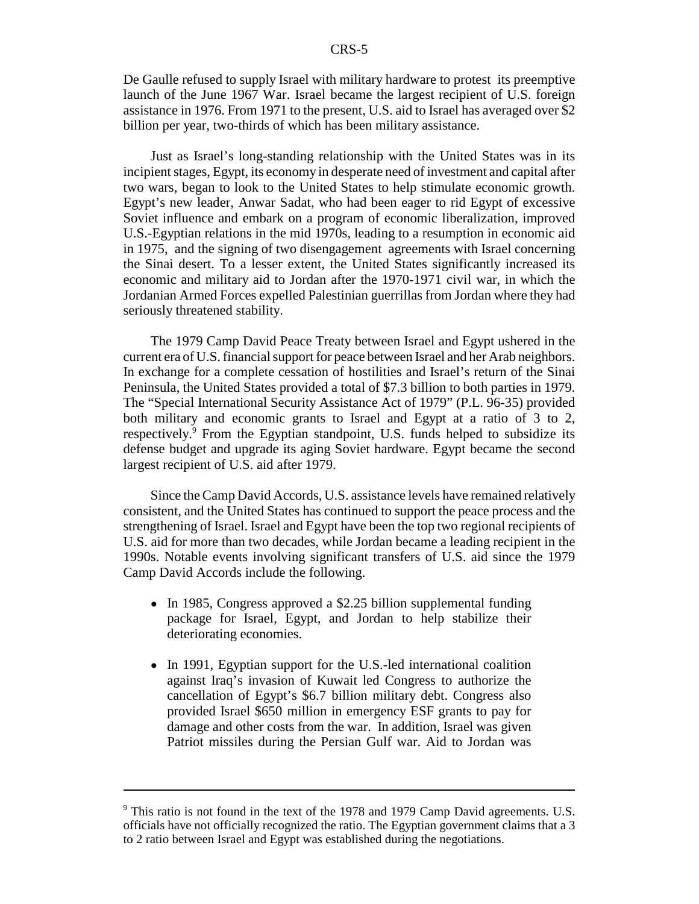De Gaulle refused to supply Israel with military hardware to protest its preemptive launch of the June 1967 War. Israel became the largest recipient of U.S. foreign assistance in 1976. From 1971 to the present, U.S. aid to Israel has averaged over $2 billion per year, two-thirds of which has been military assistance.

Just as Israel's long-standing relationship with the United States was in its incipient stages, Egypt, its economy in desperate need of investment and capital after two wars, began to look to the United States to help stimulate economic growth. Egypt's new leader, Anwar Sadat, who had been eager to rid Egypt of excessive Soviet influence and embark on a program of economic liberalization, improved U.S.-Egyptian relations in the mid 1970s, leading to a resumption in economic aid in 1975, and the signing of two disengagement agreements with Israel concerning the Sinai desert. To a lesser extent, the United States significantly increased its economic and military aid to Jordan after the 1970-1971 civil war, in which the Jordanian Armed Forces expelled Palestinian guerrillas from Jordan where they had seriously threatened stability.

The 1979 Camp David Peace Treaty between Israel and Egypt ushered in the current era of U.S. financial support for peace between Israel and her Arab neighbors. In exchange for a complete cessation of hostilities and Israel's return of the Sinai Peninsula, the United States provided a total of $7.3 billion to both parties in 1979. The "Special International Security Assistance Act of 1979" (P.L. 96-35) provided both military and economic grants to Israel and Egypt at a ratio of 3 to 2, respectively.[9] From the Egyptian standpoint, U.S. funds helped to subsidize its defense budget and upgrade its aging Soviet hardware. Egypt became the second largest recipient of U.S. aid after 1979.

Since the Camp David Accords, U.S. assistance levels have remained relatively consistent, and the United States has continued to support the peace process and the strengthening of Israel. Israel and Egypt have been the top two regional recipients of U.S. aid for more than two decades, while Jordan became a leading recipient in the 1990s. Notable events involving significant transfers of U.S. aid since the 1979 Camp David Accords include the following.

- In 1985, Congress approved a $2.25 billion supplemental funding package for Israel, Egypt, and Jordan to help stabilize their deteriorating economies.
- In 1991, Egyptian support for the U.S.-led international coalition against Iraq's invasion of Kuwait led Congress to authorize the cancellation of Egypt's $6.7 billion military debt. Congress also provided Israel $650 million in emergency ESF grants to pay for damage and other costs from the war. In addition, Israel was given Patriot missiles during the Persian Gulf war. Aid to Jordan was

[9] This ratio is not found in the text of the 1978 and 1979 Camp David agreements. U.S. officials have not officially recognized the ratio. The Egyptian government claims that a 3 to 2 ratio between Israel and Egypt was established during the negotiations.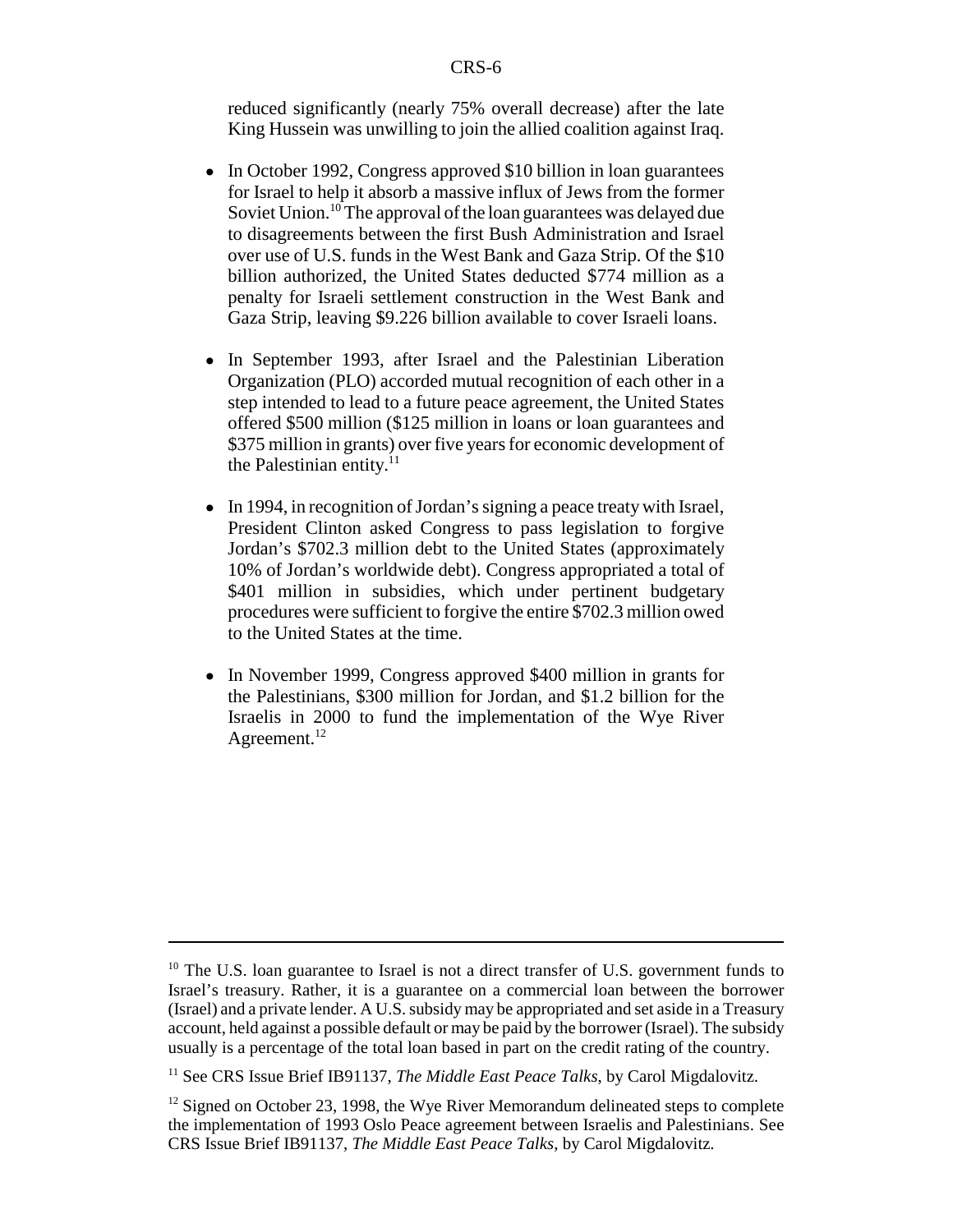reduced significantly (nearly 75% overall decrease) after the late King Hussein was unwilling to join the allied coalition against Iraq.

- In October 1992, Congress approved $10 billion in loan guarantees for Israel to help it absorb a massive influx of Jews from the former Soviet Union.[10] The approval of the loan guarantees was delayed due to disagreements between the first Bush Administration and Israel over use of U.S. funds in the West Bank and Gaza Strip. Of the $10 billion authorized, the United States deducted $774 million as a penalty for Israeli settlement construction in the West Bank and Gaza Strip, leaving $9.226 billion available to cover Israeli loans.

- In September 1993, after Israel and the Palestinian Liberation Organization (PLO) accorded mutual recognition of each other in a step intended to lead to a future peace agreement, the United States offered $500 million ($125 million in loans or loan guarantees and $375 million in grants) over five years for economic development of the Palestinian entity.[11]

- In 1994, in recognition of Jordan's signing a peace treaty with Israel, President Clinton asked Congress to pass legislation to forgive Jordan's $702.3 million debt to the United States (approximately 10% of Jordan's worldwide debt). Congress appropriated a total of $401 million in subsidies, which under pertinent budgetary procedures were sufficient to forgive the entire $702.3 million owed to the United States at the time.

- In November 1999, Congress approved $400 million in grants for the Palestinians, $300 million for Jordan, and $1.2 billion for the Israelis in 2000 to fund the implementation of the Wye River Agreement.[12]

---

[10] The U.S. loan guarantee to Israel is not a direct transfer of U.S. government funds to Israel's treasury. Rather, it is a guarantee on a commercial loan between the borrower (Israel) and a private lender. A U.S. subsidy may be appropriated and set aside in a Treasury account, held against a possible default or may be paid by the borrower (Israel). The subsidy usually is a percentage of the total loan based in part on the credit rating of the country.

[11] See CRS Issue Brief IB91137, *The Middle East Peace Talks*, by Carol Migdalovitz.

[12] Signed on October 23, 1998, the Wye River Memorandum delineated steps to complete the implementation of 1993 Oslo Peace agreement between Israelis and Palestinians. See CRS Issue Brief IB91137, *The Middle East Peace Talks*, by Carol Migdalovitz.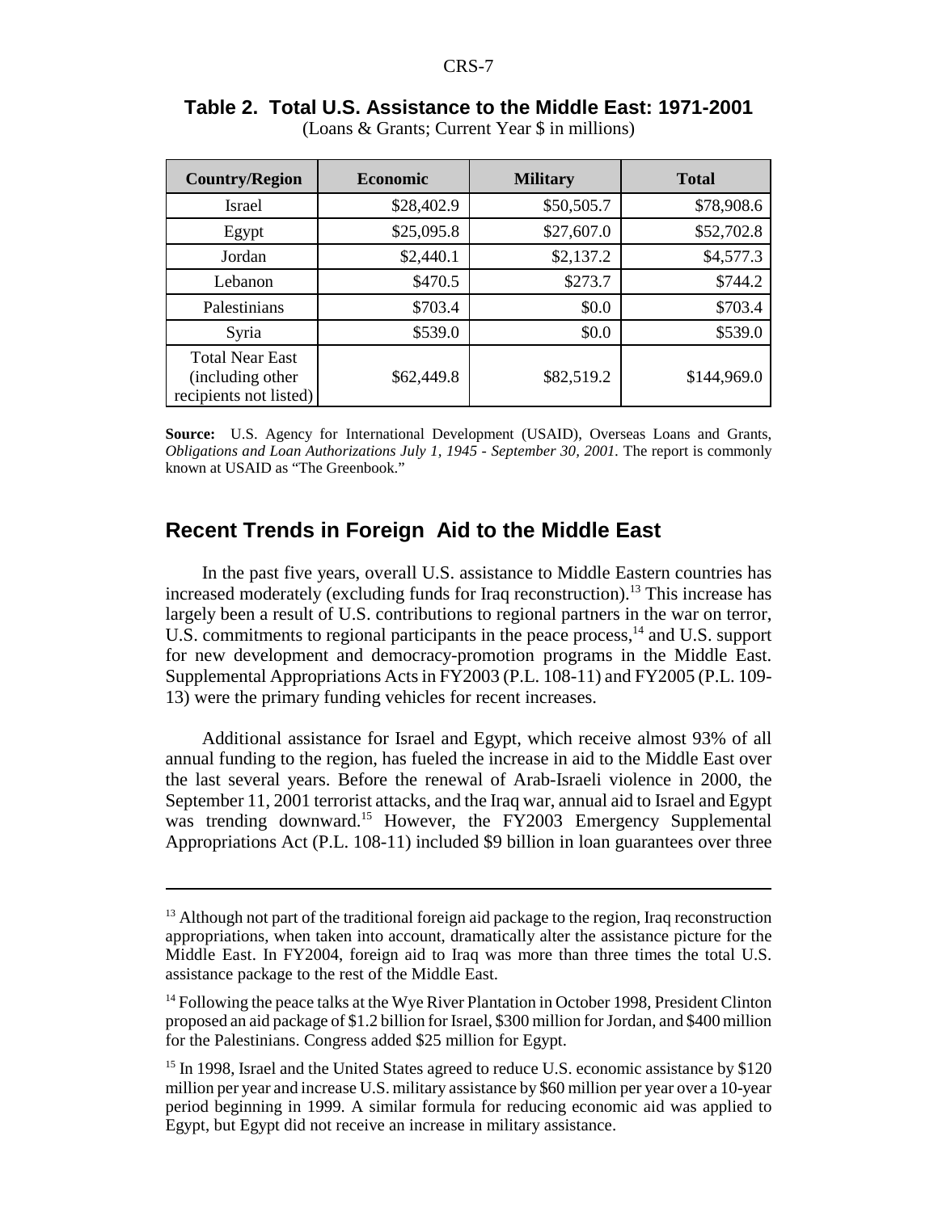**Table 2. Total U.S. Assistance to the Middle East: 1971-2001**

(Loans & Grants; Current Year $ in millions)

| Country/Region | Economic | Military | Total |
|---|---|---|---|
| Israel | $28,402.9 | $50,505.7 | $78,908.6 |
| Egypt | $25,095.8 | $27,607.0 | $52,702.8 |
| Jordan | $2,440.1 | $2,137.2 | $4,577.3 |
| Lebanon | $470.5 | $273.7 | $744.2 |
| Palestinians | $703.4 | $0.0 | $703.4 |
| Syria | $539.0 | $0.0 | $539.0 |
| Total Near East (including other recipients not listed) | $62,449.8 | $82,519.2 | $144,969.0 |

**Source:** U.S. Agency for International Development (USAID), Overseas Loans and Grants, *Obligations and Loan Authorizations July 1, 1945 - September 30, 2001.* The report is commonly known at USAID as "The Greenbook."

## Recent Trends in Foreign Aid to the Middle East

In the past five years, overall U.S. assistance to Middle Eastern countries has increased moderately (excluding funds for Iraq reconstruction).[13] This increase has largely been a result of U.S. contributions to regional partners in the war on terror, U.S. commitments to regional participants in the peace process,[14] and U.S. support for new development and democracy-promotion programs in the Middle East. Supplemental Appropriations Acts in FY2003 (P.L. 108-11) and FY2005 (P.L. 109-13) were the primary funding vehicles for recent increases.

Additional assistance for Israel and Egypt, which receive almost 93% of all annual funding to the region, has fueled the increase in aid to the Middle East over the last several years. Before the renewal of Arab-Israeli violence in 2000, the September 11, 2001 terrorist attacks, and the Iraq war, annual aid to Israel and Egypt was trending downward.[15] However, the FY2003 Emergency Supplemental Appropriations Act (P.L. 108-11) included $9 billion in loan guarantees over three

---

[13] Although not part of the traditional foreign aid package to the region, Iraq reconstruction appropriations, when taken into account, dramatically alter the assistance picture for the Middle East. In FY2004, foreign aid to Iraq was more than three times the total U.S. assistance package to the rest of the Middle East.

[14] Following the peace talks at the Wye River Plantation in October 1998, President Clinton proposed an aid package of $1.2 billion for Israel, $300 million for Jordan, and $400 million for the Palestinians. Congress added $25 million for Egypt.

[15] In 1998, Israel and the United States agreed to reduce U.S. economic assistance by $120 million per year and increase U.S. military assistance by $60 million per year over a 10-year period beginning in 1999. A similar formula for reducing economic aid was applied to Egypt, but Egypt did not receive an increase in military assistance.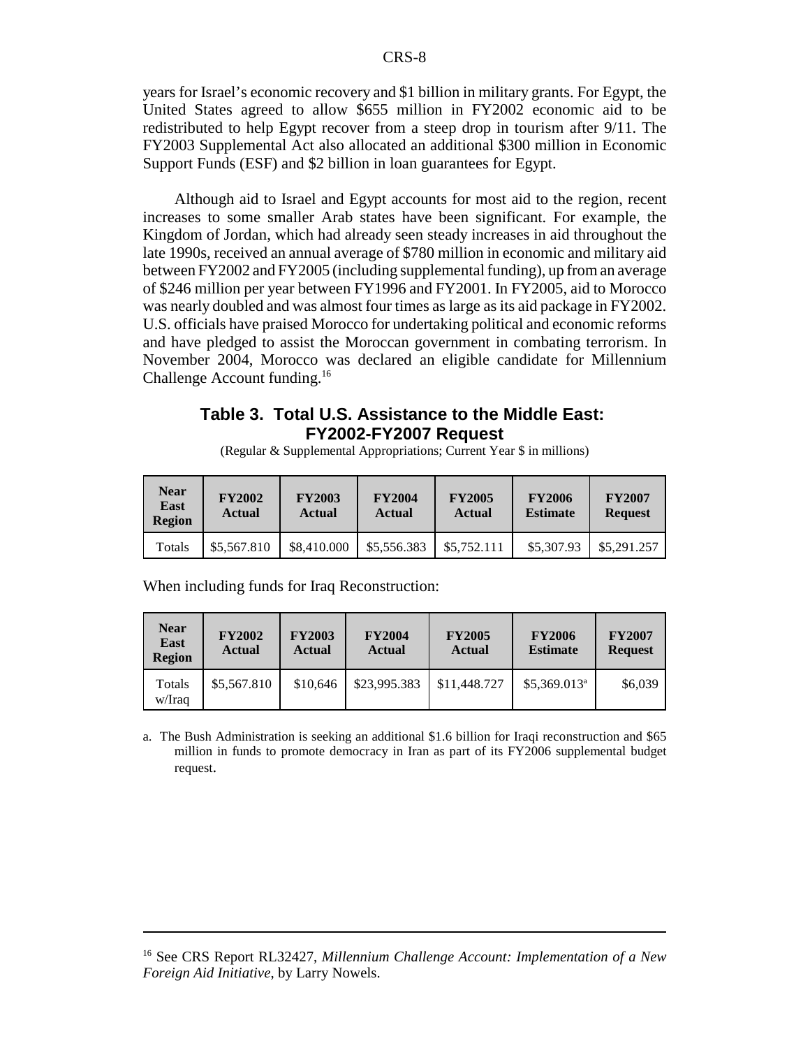years for Israel's economic recovery and $1 billion in military grants. For Egypt, the United States agreed to allow $655 million in FY2002 economic aid to be redistributed to help Egypt recover from a steep drop in tourism after 9/11. The FY2003 Supplemental Act also allocated an additional $300 million in Economic Support Funds (ESF) and $2 billion in loan guarantees for Egypt.

Although aid to Israel and Egypt accounts for most aid to the region, recent increases to some smaller Arab states have been significant. For example, the Kingdom of Jordan, which had already seen steady increases in aid throughout the late 1990s, received an annual average of $780 million in economic and military aid between FY2002 and FY2005 (including supplemental funding), up from an average of $246 million per year between FY1996 and FY2001. In FY2005, aid to Morocco was nearly doubled and was almost four times as large as its aid package in FY2002. U.S. officials have praised Morocco for undertaking political and economic reforms and have pledged to assist the Moroccan government in combating terrorism. In November 2004, Morocco was declared an eligible candidate for Millennium Challenge Account funding.[16]

## Table 3. Total U.S. Assistance to the Middle East: FY2002-FY2007 Request

(Regular & Supplemental Appropriations; Current Year $ in millions)

| Near East Region | FY2002 Actual | FY2003 Actual | FY2004 Actual | FY2005 Actual | FY2006 Estimate | FY2007 Request |
|---|---|---|---|---|---|---|
| Totals | $5,567.810 | $8,410.000 | $5,556.383 | $5,752.111 | $5,307.93 | $5,291.257 |

When including funds for Iraq Reconstruction:

| Near East Region | FY2002 Actual | FY2003 Actual | FY2004 Actual | FY2005 Actual | FY2006 Estimate | FY2007 Request |
|---|---|---|---|---|---|---|
| Totals w/Iraq | $5,567.810 | $10,646 | $23,995.383 | $11,448.727 | $5,369.013[a] | $6,039 |

a. The Bush Administration is seeking an additional $1.6 billion for Iraqi reconstruction and $65 million in funds to promote democracy in Iran as part of its FY2006 supplemental budget request.

---

[16] See CRS Report RL32427, *Millennium Challenge Account: Implementation of a New Foreign Aid Initiative*, by Larry Nowels.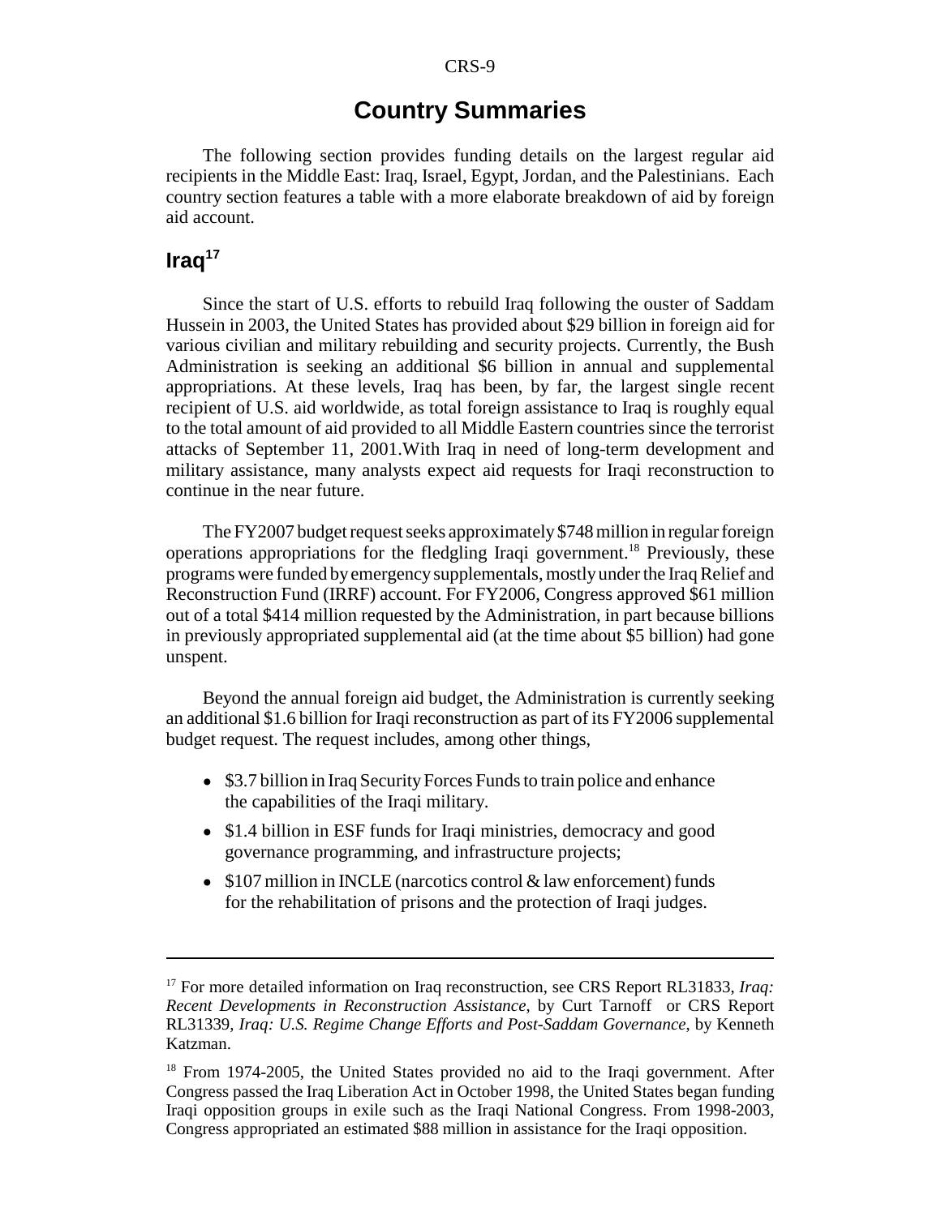# Country Summaries

The following section provides funding details on the largest regular aid recipients in the Middle East: Iraq, Israel, Egypt, Jordan, and the Palestinians. Each country section features a table with a more elaborate breakdown of aid by foreign aid account.

## Iraq[17]

Since the start of U.S. efforts to rebuild Iraq following the ouster of Saddam Hussein in 2003, the United States has provided about $29 billion in foreign aid for various civilian and military rebuilding and security projects. Currently, the Bush Administration is seeking an additional $6 billion in annual and supplemental appropriations. At these levels, Iraq has been, by far, the largest single recent recipient of U.S. aid worldwide, as total foreign assistance to Iraq is roughly equal to the total amount of aid provided to all Middle Eastern countries since the terrorist attacks of September 11, 2001.With Iraq in need of long-term development and military assistance, many analysts expect aid requests for Iraqi reconstruction to continue in the near future.

The FY2007 budget request seeks approximately $748 million in regular foreign operations appropriations for the fledgling Iraqi government.[18] Previously, these programs were funded by emergency supplementals, mostly under the Iraq Relief and Reconstruction Fund (IRRF) account. For FY2006, Congress approved $61 million out of a total $414 million requested by the Administration, in part because billions in previously appropriated supplemental aid (at the time about $5 billion) had gone unspent.

Beyond the annual foreign aid budget, the Administration is currently seeking an additional $1.6 billion for Iraqi reconstruction as part of its FY2006 supplemental budget request. The request includes, among other things,

- $3.7 billion in Iraq Security Forces Funds to train police and enhance the capabilities of the Iraqi military.
- $1.4 billion in ESF funds for Iraqi ministries, democracy and good governance programming, and infrastructure projects;
- $107 million in INCLE (narcotics control & law enforcement) funds for the rehabilitation of prisons and the protection of Iraqi judges.

---

[17] For more detailed information on Iraq reconstruction, see CRS Report RL31833, *Iraq: Recent Developments in Reconstruction Assistance*, by Curt Tarnoff or CRS Report RL31339, *Iraq: U.S. Regime Change Efforts and Post-Saddam Governance*, by Kenneth Katzman.

[18] From 1974-2005, the United States provided no aid to the Iraqi government. After Congress passed the Iraq Liberation Act in October 1998, the United States began funding Iraqi opposition groups in exile such as the Iraqi National Congress. From 1998-2003, Congress appropriated an estimated $88 million in assistance for the Iraqi opposition.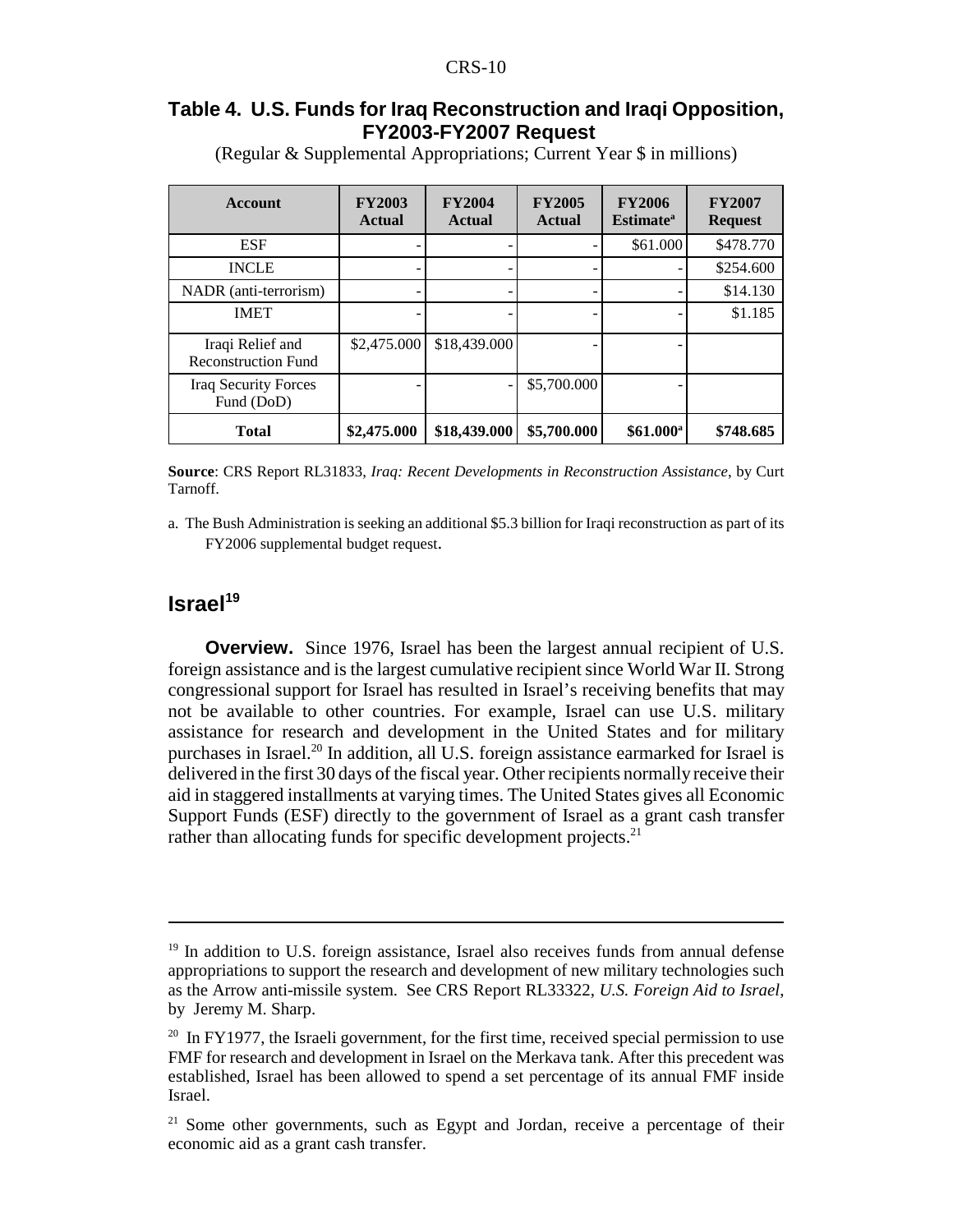## Table 4. U.S. Funds for Iraq Reconstruction and Iraqi Opposition, FY2003-FY2007 Request

(Regular & Supplemental Appropriations; Current Year $ in millions)

| Account | FY2003 Actual | FY2004 Actual | FY2005 Actual | FY2006 Estimate[a] | FY2007 Request |
|---|---|---|---|---|---|
| ESF | - | - | - | $61.000 | $478.770 |
| INCLE | - | - | - | - | $254.600 |
| NADR (anti-terrorism) | - | - | - | - | $14.130 |
| IMET | - | - | - | - | $1.185 |
| Iraqi Relief and Reconstruction Fund | $2,475.000 | $18,439.000 | - | - | |
| Iraq Security Forces Fund (DoD) | - | - | $5,700.000 | - | |
| **Total** | **$2,475.000** | **$18,439.000** | **$5,700.000** | **$61.000[a]** | **$748.685** |

**Source**: CRS Report RL31833, *Iraq: Recent Developments in Reconstruction Assistance*, by Curt Tarnoff.

a. The Bush Administration is seeking an additional $5.3 billion for Iraqi reconstruction as part of its FY2006 supplemental budget request.

## Israel[19]

**Overview.** Since 1976, Israel has been the largest annual recipient of U.S. foreign assistance and is the largest cumulative recipient since World War II. Strong congressional support for Israel has resulted in Israel's receiving benefits that may not be available to other countries. For example, Israel can use U.S. military assistance for research and development in the United States and for military purchases in Israel.[20] In addition, all U.S. foreign assistance earmarked for Israel is delivered in the first 30 days of the fiscal year. Other recipients normally receive their aid in staggered installments at varying times. The United States gives all Economic Support Funds (ESF) directly to the government of Israel as a grant cash transfer rather than allocating funds for specific development projects.[21]

---

[19] In addition to U.S. foreign assistance, Israel also receives funds from annual defense appropriations to support the research and development of new military technologies such as the Arrow anti-missile system. See CRS Report RL33322, *U.S. Foreign Aid to Israel*, by Jeremy M. Sharp.

[20] In FY1977, the Israeli government, for the first time, received special permission to use FMF for research and development in Israel on the Merkava tank. After this precedent was established, Israel has been allowed to spend a set percentage of its annual FMF inside Israel.

[21] Some other governments, such as Egypt and Jordan, receive a percentage of their economic aid as a grant cash transfer.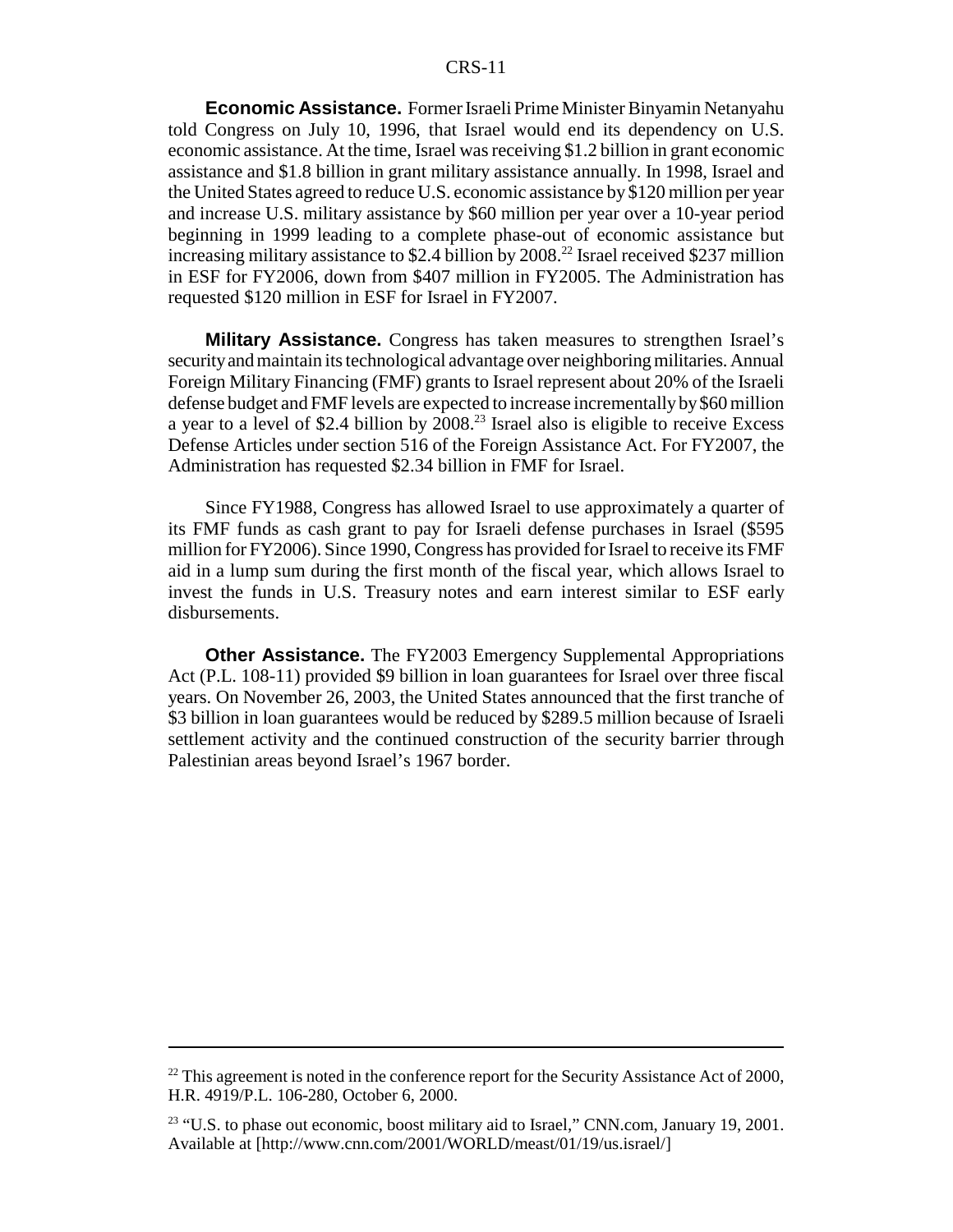**Economic Assistance.** Former Israeli Prime Minister Binyamin Netanyahu told Congress on July 10, 1996, that Israel would end its dependency on U.S. economic assistance. At the time, Israel was receiving $1.2 billion in grant economic assistance and $1.8 billion in grant military assistance annually. In 1998, Israel and the United States agreed to reduce U.S. economic assistance by $120 million per year and increase U.S. military assistance by $60 million per year over a 10-year period beginning in 1999 leading to a complete phase-out of economic assistance but increasing military assistance to $2.4 billion by 2008.[22] Israel received $237 million in ESF for FY2006, down from $407 million in FY2005. The Administration has requested $120 million in ESF for Israel in FY2007.

**Military Assistance.** Congress has taken measures to strengthen Israel's security and maintain its technological advantage over neighboring militaries. Annual Foreign Military Financing (FMF) grants to Israel represent about 20% of the Israeli defense budget and FMF levels are expected to increase incrementally by $60 million a year to a level of $2.4 billion by 2008.[23] Israel also is eligible to receive Excess Defense Articles under section 516 of the Foreign Assistance Act. For FY2007, the Administration has requested $2.34 billion in FMF for Israel.

Since FY1988, Congress has allowed Israel to use approximately a quarter of its FMF funds as cash grant to pay for Israeli defense purchases in Israel ($595 million for FY2006). Since 1990, Congress has provided for Israel to receive its FMF aid in a lump sum during the first month of the fiscal year, which allows Israel to invest the funds in U.S. Treasury notes and earn interest similar to ESF early disbursements.

**Other Assistance.** The FY2003 Emergency Supplemental Appropriations Act (P.L. 108-11) provided $9 billion in loan guarantees for Israel over three fiscal years. On November 26, 2003, the United States announced that the first tranche of $3 billion in loan guarantees would be reduced by $289.5 million because of Israeli settlement activity and the continued construction of the security barrier through Palestinian areas beyond Israel's 1967 border.

---

[22] This agreement is noted in the conference report for the Security Assistance Act of 2000, H.R. 4919/P.L. 106-280, October 6, 2000.

[23] "U.S. to phase out economic, boost military aid to Israel," CNN.com, January 19, 2001. Available at [http://www.cnn.com/2001/WORLD/meast/01/19/us.israel/]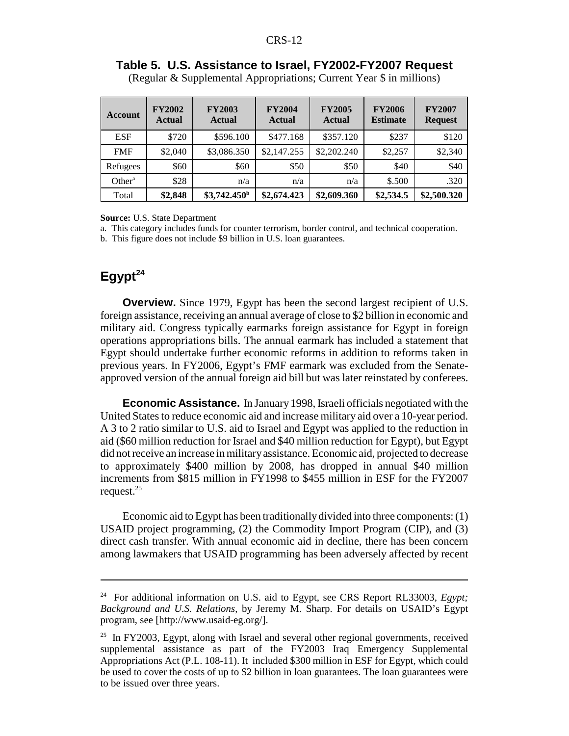**Table 5. U.S. Assistance to Israel, FY2002-FY2007 Request**

(Regular & Supplemental Appropriations; Current Year $ in millions)

| Account | FY2002 Actual | FY2003 Actual | FY2004 Actual | FY2005 Actual | FY2006 Estimate | FY2007 Request |
|---|---|---|---|---|---|---|
| ESF | $720 | $596.100 | $477.168 | $357.120 | $237 | $120 |
| FMF | $2,040 | $3,086.350 | $2,147.255 | $2,202.240 | $2,257 | $2,340 |
| Refugees | $60 | $60 | $50 | $50 | $40 | $40 |
| Other[a] | $28 | n/a | n/a | n/a | $.500 | .320 |
| Total | **$2,848** | **$3,742.450[b]** | **$2,674.423** | **$2,609.360** | **$2,534.5** | **$2,500.320** |

**Source:** U.S. State Department

a. This category includes funds for counter terrorism, border control, and technical cooperation.

b. This figure does not include $9 billion in U.S. loan guarantees.

## Egypt[24]

**Overview.** Since 1979, Egypt has been the second largest recipient of U.S. foreign assistance, receiving an annual average of close to $2 billion in economic and military aid. Congress typically earmarks foreign assistance for Egypt in foreign operations appropriations bills. The annual earmark has included a statement that Egypt should undertake further economic reforms in addition to reforms taken in previous years. In FY2006, Egypt's FMF earmark was excluded from the Senate-approved version of the annual foreign aid bill but was later reinstated by conferees.

**Economic Assistance.** In January 1998, Israeli officials negotiated with the United States to reduce economic aid and increase military aid over a 10-year period. A 3 to 2 ratio similar to U.S. aid to Israel and Egypt was applied to the reduction in aid ($60 million reduction for Israel and $40 million reduction for Egypt), but Egypt did not receive an increase in military assistance. Economic aid, projected to decrease to approximately $400 million by 2008, has dropped in annual $40 million increments from $815 million in FY1998 to $455 million in ESF for the FY2007 request.[25]

Economic aid to Egypt has been traditionally divided into three components: (1) USAID project programming, (2) the Commodity Import Program (CIP), and (3) direct cash transfer. With annual economic aid in decline, there has been concern among lawmakers that USAID programming has been adversely affected by recent

---

[24] For additional information on U.S. aid to Egypt, see CRS Report RL33003, *Egypt; Background and U.S. Relations*, by Jeremy M. Sharp. For details on USAID's Egypt program, see [http://www.usaid-eg.org/].

[25] In FY2003, Egypt, along with Israel and several other regional governments, received supplemental assistance as part of the FY2003 Iraq Emergency Supplemental Appropriations Act (P.L. 108-11). It included $300 million in ESF for Egypt, which could be used to cover the costs of up to $2 billion in loan guarantees. The loan guarantees were to be issued over three years.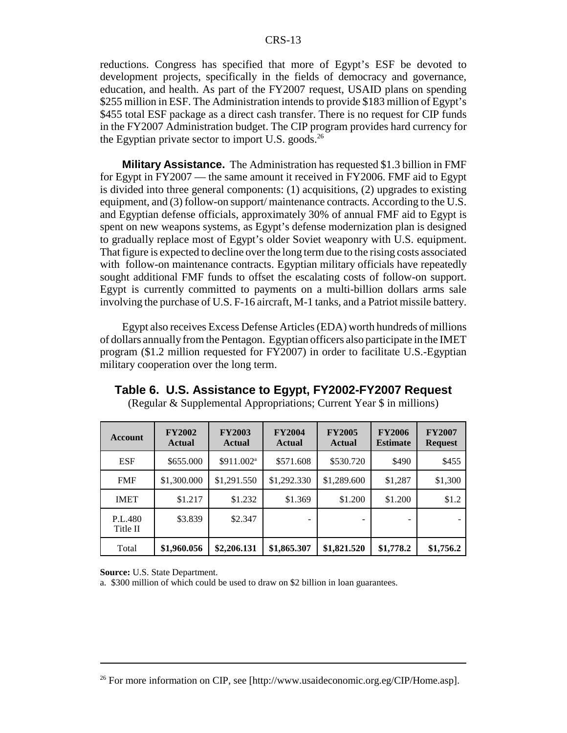reductions. Congress has specified that more of Egypt's ESF be devoted to development projects, specifically in the fields of democracy and governance, education, and health. As part of the FY2007 request, USAID plans on spending \$255 million in ESF. The Administration intends to provide \$183 million of Egypt's \$455 total ESF package as a direct cash transfer. There is no request for CIP funds in the FY2007 Administration budget. The CIP program provides hard currency for the Egyptian private sector to import U.S. goods.[26]

**Military Assistance.** The Administration has requested \$1.3 billion in FMF for Egypt in FY2007 — the same amount it received in FY2006. FMF aid to Egypt is divided into three general components: (1) acquisitions, (2) upgrades to existing equipment, and (3) follow-on support/ maintenance contracts. According to the U.S. and Egyptian defense officials, approximately 30% of annual FMF aid to Egypt is spent on new weapons systems, as Egypt's defense modernization plan is designed to gradually replace most of Egypt's older Soviet weaponry with U.S. equipment. That figure is expected to decline over the long term due to the rising costs associated with follow-on maintenance contracts. Egyptian military officials have repeatedly sought additional FMF funds to offset the escalating costs of follow-on support. Egypt is currently committed to payments on a multi-billion dollars arms sale involving the purchase of U.S. F-16 aircraft, M-1 tanks, and a Patriot missile battery.

Egypt also receives Excess Defense Articles (EDA) worth hundreds of millions of dollars annually from the Pentagon. Egyptian officers also participate in the IMET program (\$1.2 million requested for FY2007) in order to facilitate U.S.-Egyptian military cooperation over the long term.

**Table 6. U.S. Assistance to Egypt, FY2002-FY2007 Request**

(Regular & Supplemental Appropriations; Current Year \$ in millions)

| Account | FY2002 Actual | FY2003 Actual | FY2004 Actual | FY2005 Actual | FY2006 Estimate | FY2007 Request |
|---|---|---|---|---|---|---|
| ESF | \$655.000 | \$911.002[a] | \$571.608 | \$530.720 | \$490 | \$455 |
| FMF | \$1,300.000 | \$1,291.550 | \$1,292.330 | \$1,289.600 | \$1,287 | \$1,300 |
| IMET | \$1.217 | \$1.232 | \$1.369 | \$1.200 | \$1.200 | \$1.2 |
| P.L.480 Title II | \$3.839 | \$2.347 | - | - | - | - |
| Total | **\$1,960.056** | **\$2,206.131** | **\$1,865.307** | **\$1,821.520** | **\$1,778.2** | **\$1,756.2** |

**Source:** U.S. State Department.

a. \$300 million of which could be used to draw on \$2 billion in loan guarantees.

---

[26] For more information on CIP, see [http://www.usaideconomic.org.eg/CIP/Home.asp].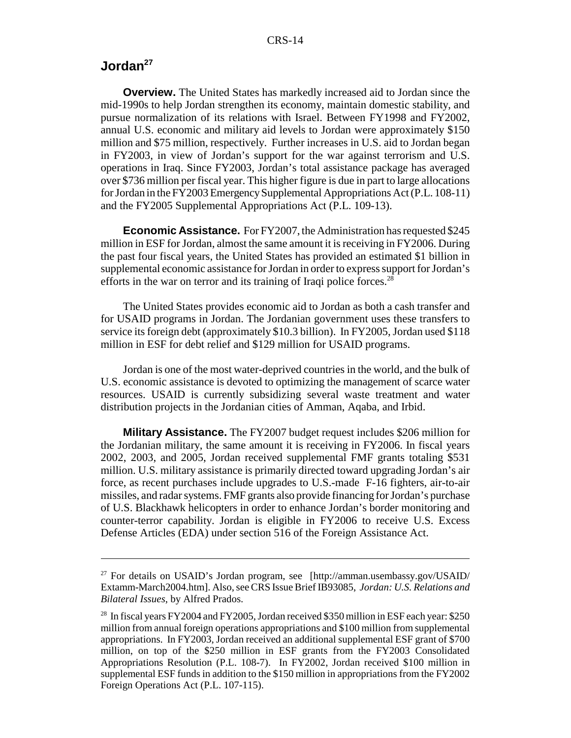## Jordan[27]

**Overview.** The United States has markedly increased aid to Jordan since the mid-1990s to help Jordan strengthen its economy, maintain domestic stability, and pursue normalization of its relations with Israel. Between FY1998 and FY2002, annual U.S. economic and military aid levels to Jordan were approximately $150 million and $75 million, respectively. Further increases in U.S. aid to Jordan began in FY2003, in view of Jordan's support for the war against terrorism and U.S. operations in Iraq. Since FY2003, Jordan's total assistance package has averaged over $736 million per fiscal year. This higher figure is due in part to large allocations for Jordan in the FY2003 Emergency Supplemental Appropriations Act (P.L. 108-11) and the FY2005 Supplemental Appropriations Act (P.L. 109-13).

**Economic Assistance.** For FY2007, the Administration has requested $245 million in ESF for Jordan, almost the same amount it is receiving in FY2006. During the past four fiscal years, the United States has provided an estimated $1 billion in supplemental economic assistance for Jordan in order to express support for Jordan's efforts in the war on terror and its training of Iraqi police forces.[28]

The United States provides economic aid to Jordan as both a cash transfer and for USAID programs in Jordan. The Jordanian government uses these transfers to service its foreign debt (approximately $10.3 billion). In FY2005, Jordan used $118 million in ESF for debt relief and $129 million for USAID programs.

Jordan is one of the most water-deprived countries in the world, and the bulk of U.S. economic assistance is devoted to optimizing the management of scarce water resources. USAID is currently subsidizing several waste treatment and water distribution projects in the Jordanian cities of Amman, Aqaba, and Irbid.

**Military Assistance.** The FY2007 budget request includes $206 million for the Jordanian military, the same amount it is receiving in FY2006. In fiscal years 2002, 2003, and 2005, Jordan received supplemental FMF grants totaling $531 million. U.S. military assistance is primarily directed toward upgrading Jordan's air force, as recent purchases include upgrades to U.S.-made F-16 fighters, air-to-air missiles, and radar systems. FMF grants also provide financing for Jordan's purchase of U.S. Blackhawk helicopters in order to enhance Jordan's border monitoring and counter-terror capability. Jordan is eligible in FY2006 to receive U.S. Excess Defense Articles (EDA) under section 516 of the Foreign Assistance Act.

---

[27] For details on USAID's Jordan program, see [http://amman.usembassy.gov/USAID/Extamm-March2004.htm]. Also, see CRS Issue Brief IB93085, *Jordan: U.S. Relations and Bilateral Issues*, by Alfred Prados.

[28] In fiscal years FY2004 and FY2005, Jordan received $350 million in ESF each year: $250 million from annual foreign operations appropriations and $100 million from supplemental appropriations. In FY2003, Jordan received an additional supplemental ESF grant of $700 million, on top of the $250 million in ESF grants from the FY2003 Consolidated Appropriations Resolution (P.L. 108-7). In FY2002, Jordan received $100 million in supplemental ESF funds in addition to the $150 million in appropriations from the FY2002 Foreign Operations Act (P.L. 107-115).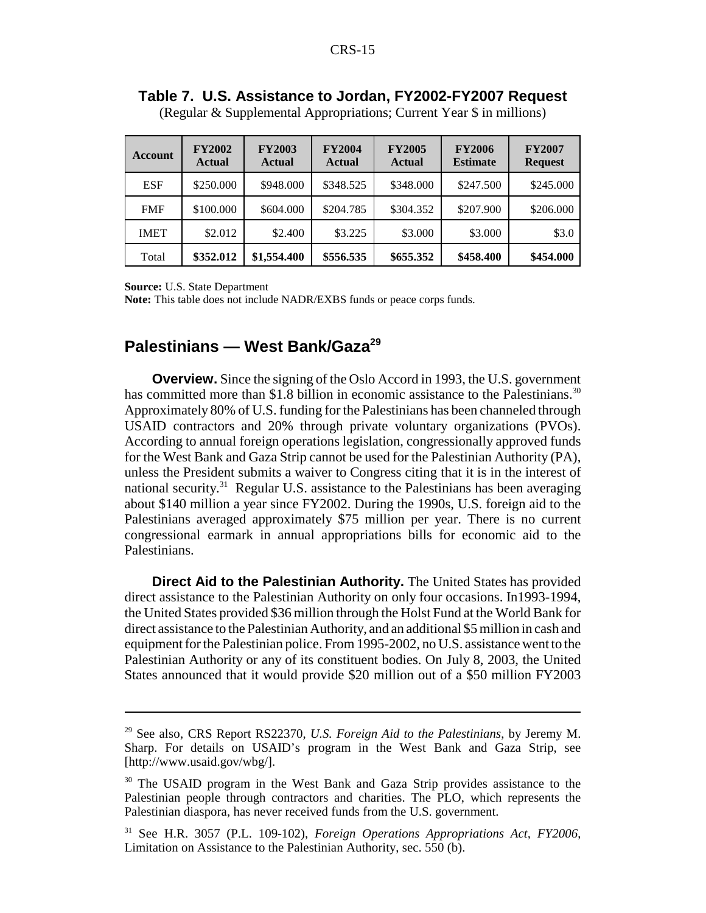**Table 7. U.S. Assistance to Jordan, FY2002-FY2007 Request**

(Regular & Supplemental Appropriations; Current Year $ in millions)

| Account | FY2002 Actual | FY2003 Actual | FY2004 Actual | FY2005 Actual | FY2006 Estimate | FY2007 Request |
|---|---|---|---|---|---|---|
| ESF | $250.000 | $948.000 | $348.525 | $348.000 | $247.500 | $245.000 |
| FMF | $100.000 | $604.000 | $204.785 | $304.352 | $207.900 | $206.000 |
| IMET | $2.012 | $2.400 | $3.225 | $3.000 | $3.000 | $3.0 |
| Total | **$352.012** | **$1,554.400** | **$556.535** | **$655.352** | **$458.400** | **$454.000** |

**Source:** U.S. State Department

**Note:** This table does not include NADR/EXBS funds or peace corps funds.

## Palestinians — West Bank/Gaza[29]

**Overview.** Since the signing of the Oslo Accord in 1993, the U.S. government has committed more than $1.8 billion in economic assistance to the Palestinians.[30] Approximately 80% of U.S. funding for the Palestinians has been channeled through USAID contractors and 20% through private voluntary organizations (PVOs). According to annual foreign operations legislation, congressionally approved funds for the West Bank and Gaza Strip cannot be used for the Palestinian Authority (PA), unless the President submits a waiver to Congress citing that it is in the interest of national security.[31] Regular U.S. assistance to the Palestinians has been averaging about $140 million a year since FY2002. During the 1990s, U.S. foreign aid to the Palestinians averaged approximately $75 million per year. There is no current congressional earmark in annual appropriations bills for economic aid to the Palestinians.

**Direct Aid to the Palestinian Authority.** The United States has provided direct assistance to the Palestinian Authority on only four occasions. In1993-1994, the United States provided $36 million through the Holst Fund at the World Bank for direct assistance to the Palestinian Authority, and an additional $5 million in cash and equipment for the Palestinian police. From 1995-2002, no U.S. assistance went to the Palestinian Authority or any of its constituent bodies. On July 8, 2003, the United States announced that it would provide $20 million out of a $50 million FY2003

---

[29] See also, CRS Report RS22370, *U.S. Foreign Aid to the Palestinians*, by Jeremy M. Sharp. For details on USAID's program in the West Bank and Gaza Strip, see [http://www.usaid.gov/wbg/].

[30] The USAID program in the West Bank and Gaza Strip provides assistance to the Palestinian people through contractors and charities. The PLO, which represents the Palestinian diaspora, has never received funds from the U.S. government.

[31] See H.R. 3057 (P.L. 109-102), *Foreign Operations Appropriations Act, FY2006*, Limitation on Assistance to the Palestinian Authority, sec. 550 (b).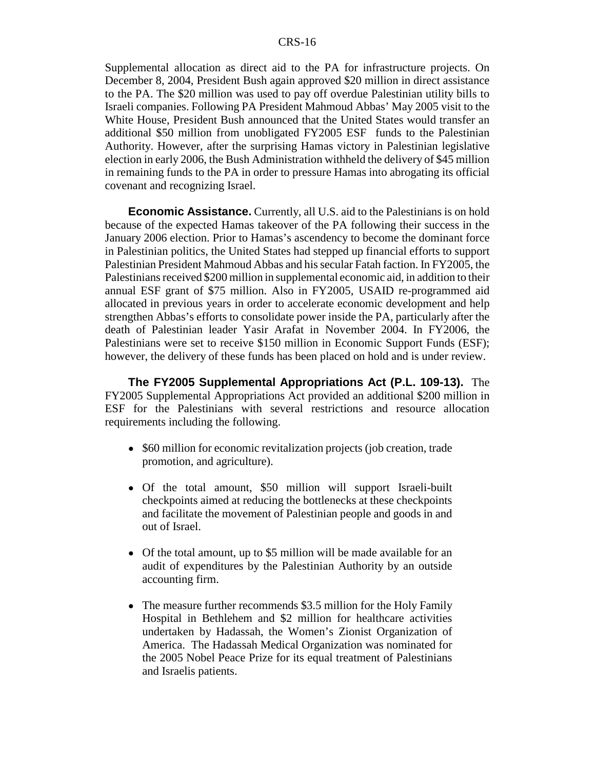Supplemental allocation as direct aid to the PA for infrastructure projects. On December 8, 2004, President Bush again approved $20 million in direct assistance to the PA. The $20 million was used to pay off overdue Palestinian utility bills to Israeli companies. Following PA President Mahmoud Abbas' May 2005 visit to the White House, President Bush announced that the United States would transfer an additional $50 million from unobligated FY2005 ESF funds to the Palestinian Authority. However, after the surprising Hamas victory in Palestinian legislative election in early 2006, the Bush Administration withheld the delivery of $45 million in remaining funds to the PA in order to pressure Hamas into abrogating its official covenant and recognizing Israel.

**Economic Assistance.** Currently, all U.S. aid to the Palestinians is on hold because of the expected Hamas takeover of the PA following their success in the January 2006 election. Prior to Hamas's ascendency to become the dominant force in Palestinian politics, the United States had stepped up financial efforts to support Palestinian President Mahmoud Abbas and his secular Fatah faction. In FY2005, the Palestinians received $200 million in supplemental economic aid, in addition to their annual ESF grant of $75 million. Also in FY2005, USAID re-programmed aid allocated in previous years in order to accelerate economic development and help strengthen Abbas's efforts to consolidate power inside the PA, particularly after the death of Palestinian leader Yasir Arafat in November 2004. In FY2006, the Palestinians were set to receive $150 million in Economic Support Funds (ESF); however, the delivery of these funds has been placed on hold and is under review.

**The FY2005 Supplemental Appropriations Act (P.L. 109-13).** The FY2005 Supplemental Appropriations Act provided an additional $200 million in ESF for the Palestinians with several restrictions and resource allocation requirements including the following.

- $60 million for economic revitalization projects (job creation, trade promotion, and agriculture).
- Of the total amount, $50 million will support Israeli-built checkpoints aimed at reducing the bottlenecks at these checkpoints and facilitate the movement of Palestinian people and goods in and out of Israel.
- Of the total amount, up to $5 million will be made available for an audit of expenditures by the Palestinian Authority by an outside accounting firm.
- The measure further recommends $3.5 million for the Holy Family Hospital in Bethlehem and $2 million for healthcare activities undertaken by Hadassah, the Women's Zionist Organization of America. The Hadassah Medical Organization was nominated for the 2005 Nobel Peace Prize for its equal treatment of Palestinians and Israelis patients.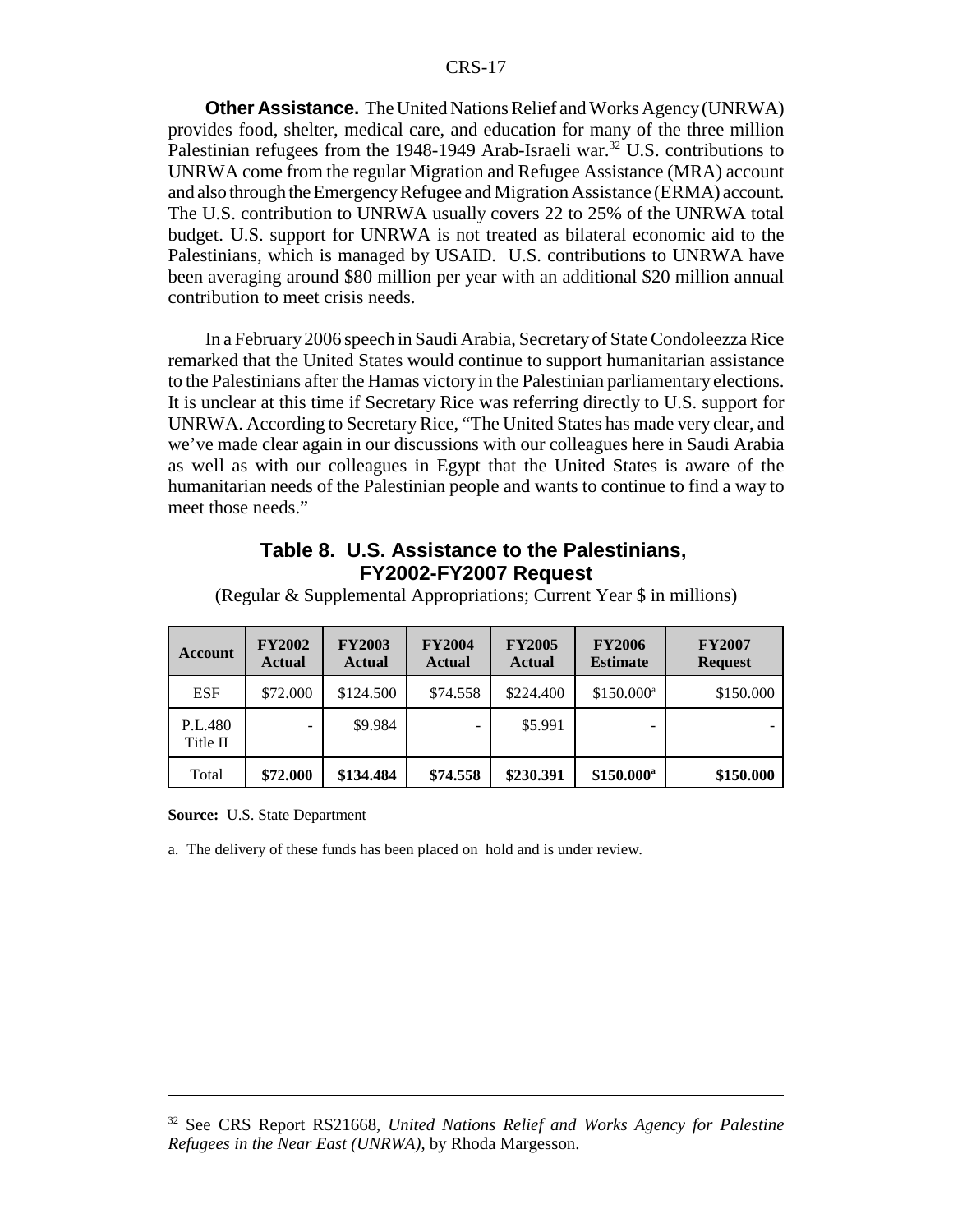**Other Assistance.** The United Nations Relief and Works Agency (UNRWA) provides food, shelter, medical care, and education for many of the three million Palestinian refugees from the 1948-1949 Arab-Israeli war.[32] U.S. contributions to UNRWA come from the regular Migration and Refugee Assistance (MRA) account and also through the Emergency Refugee and Migration Assistance (ERMA) account. The U.S. contribution to UNRWA usually covers 22 to 25% of the UNRWA total budget. U.S. support for UNRWA is not treated as bilateral economic aid to the Palestinians, which is managed by USAID. U.S. contributions to UNRWA have been averaging around $80 million per year with an additional $20 million annual contribution to meet crisis needs.

In a February 2006 speech in Saudi Arabia, Secretary of State Condoleezza Rice remarked that the United States would continue to support humanitarian assistance to the Palestinians after the Hamas victory in the Palestinian parliamentary elections. It is unclear at this time if Secretary Rice was referring directly to U.S. support for UNRWA. According to Secretary Rice, "The United States has made very clear, and we've made clear again in our discussions with our colleagues here in Saudi Arabia as well as with our colleagues in Egypt that the United States is aware of the humanitarian needs of the Palestinian people and wants to continue to find a way to meet those needs."

### Table 8. U.S. Assistance to the Palestinians, FY2002-FY2007 Request

(Regular & Supplemental Appropriations; Current Year $ in millions)

| Account | FY2002 Actual | FY2003 Actual | FY2004 Actual | FY2005 Actual | FY2006 Estimate | FY2007 Request |
|---|---|---|---|---|---|---|
| ESF | $72.000 | $124.500 | $74.558 | $224.400 | $150.000[a] | $150.000 |
| P.L.480 Title II | - | $9.984 | - | $5.991 | - | - |
| Total | **$72.000** | **$134.484** | **$74.558** | **$230.391** | **$150.000[a]** | **$150.000** |

**Source:** U.S. State Department

a. The delivery of these funds has been placed on hold and is under review.

---

[32] See CRS Report RS21668, *United Nations Relief and Works Agency for Palestine Refugees in the Near East (UNRWA)*, by Rhoda Margesson.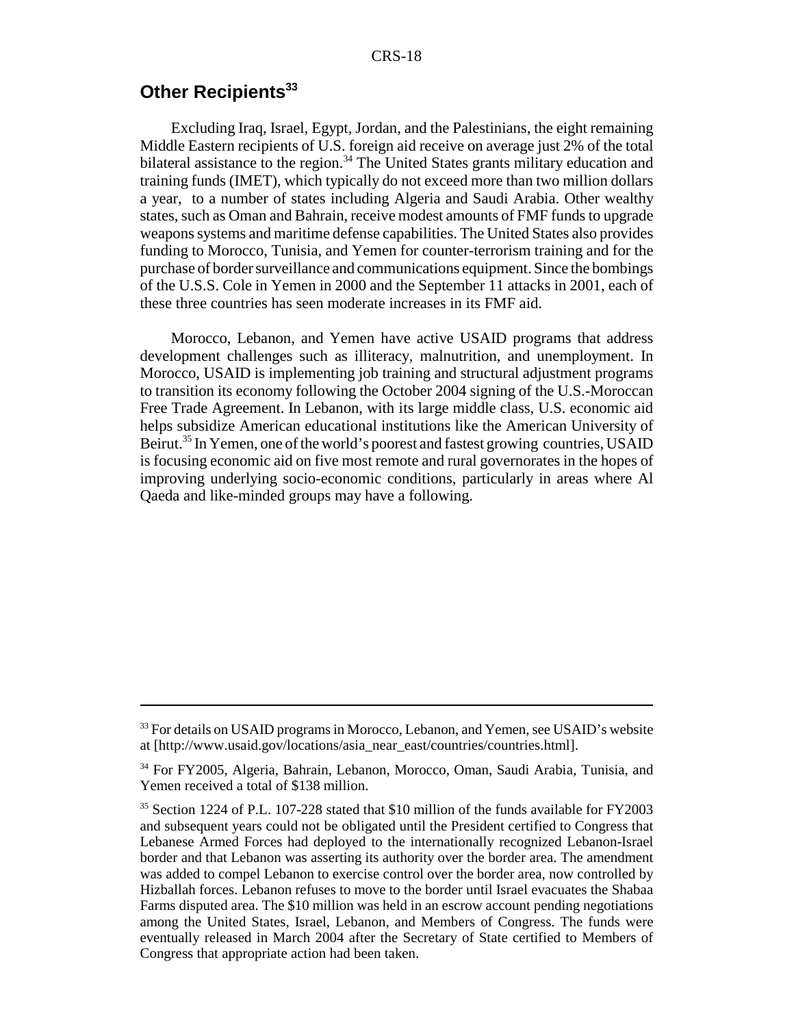## Other Recipients[33]

Excluding Iraq, Israel, Egypt, Jordan, and the Palestinians, the eight remaining Middle Eastern recipients of U.S. foreign aid receive on average just 2% of the total bilateral assistance to the region.[34] The United States grants military education and training funds (IMET), which typically do not exceed more than two million dollars a year, to a number of states including Algeria and Saudi Arabia. Other wealthy states, such as Oman and Bahrain, receive modest amounts of FMF funds to upgrade weapons systems and maritime defense capabilities. The United States also provides funding to Morocco, Tunisia, and Yemen for counter-terrorism training and for the purchase of border surveillance and communications equipment. Since the bombings of the U.S.S. Cole in Yemen in 2000 and the September 11 attacks in 2001, each of these three countries has seen moderate increases in its FMF aid.

Morocco, Lebanon, and Yemen have active USAID programs that address development challenges such as illiteracy, malnutrition, and unemployment. In Morocco, USAID is implementing job training and structural adjustment programs to transition its economy following the October 2004 signing of the U.S.-Moroccan Free Trade Agreement. In Lebanon, with its large middle class, U.S. economic aid helps subsidize American educational institutions like the American University of Beirut.[35] In Yemen, one of the world's poorest and fastest growing countries, USAID is focusing economic aid on five most remote and rural governorates in the hopes of improving underlying socio-economic conditions, particularly in areas where Al Qaeda and like-minded groups may have a following.

---

[33] For details on USAID programs in Morocco, Lebanon, and Yemen, see USAID's website at [http://www.usaid.gov/locations/asia_near_east/countries/countries.html].

[34] For FY2005, Algeria, Bahrain, Lebanon, Morocco, Oman, Saudi Arabia, Tunisia, and Yemen received a total of $138 million.

[35] Section 1224 of P.L. 107-228 stated that $10 million of the funds available for FY2003 and subsequent years could not be obligated until the President certified to Congress that Lebanese Armed Forces had deployed to the internationally recognized Lebanon-Israel border and that Lebanon was asserting its authority over the border area. The amendment was added to compel Lebanon to exercise control over the border area, now controlled by Hizballah forces. Lebanon refuses to move to the border until Israel evacuates the Shabaa Farms disputed area. The $10 million was held in an escrow account pending negotiations among the United States, Israel, Lebanon, and Members of Congress. The funds were eventually released in March 2004 after the Secretary of State certified to Members of Congress that appropriate action had been taken.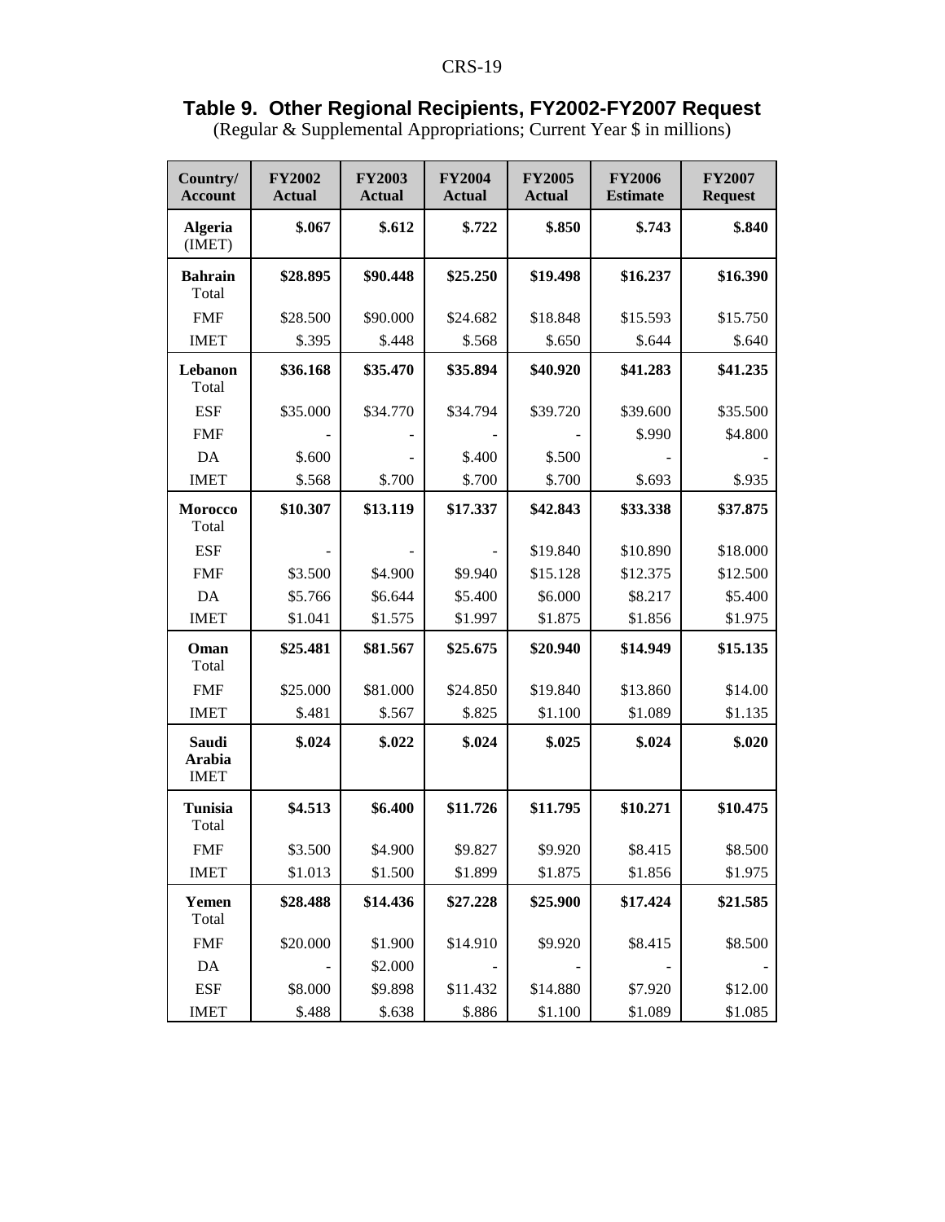## Table 9. Other Regional Recipients, FY2002-FY2007 Request

(Regular & Supplemental Appropriations; Current Year $ in millions)

| Country/ Account | FY2002 Actual | FY2003 Actual | FY2004 Actual | FY2005 Actual | FY2006 Estimate | FY2007 Request |
|---|---|---|---|---|---|---|
| **Algeria** (IMET) | **$.067** | **$.612** | **$.722** | **$.850** | **$.743** | **$.840** |
| **Bahrain** Total | **$28.895** | **$90.448** | **$25.250** | **$19.498** | **$16.237** | **$16.390** |
| FMF | $28.500 | $90.000 | $24.682 | $18.848 | $15.593 | $15.750 |
| IMET | $.395 | $.448 | $.568 | $.650 | $.644 | $.640 |
| **Lebanon** Total | **$36.168** | **$35.470** | **$35.894** | **$40.920** | **$41.283** | **$41.235** |
| ESF | $35.000 | $34.770 | $34.794 | $39.720 | $39.600 | $35.500 |
| FMF | - | - | - | - | $.990 | $4.800 |
| DA | $.600 | - | $.400 | $.500 | - | - |
| IMET | $.568 | $.700 | $.700 | $.700 | $.693 | $.935 |
| **Morocco** Total | **$10.307** | **$13.119** | **$17.337** | **$42.843** | **$33.338** | **$37.875** |
| ESF | - | - | - | $19.840 | $10.890 | $18.000 |
| FMF | $3.500 | $4.900 | $9.940 | $15.128 | $12.375 | $12.500 |
| DA | $5.766 | $6.644 | $5.400 | $6.000 | $8.217 | $5.400 |
| IMET | $1.041 | $1.575 | $1.997 | $1.875 | $1.856 | $1.975 |
| **Oman** Total | **$25.481** | **$81.567** | **$25.675** | **$20.940** | **$14.949** | **$15.135** |
| FMF | $25.000 | $81.000 | $24.850 | $19.840 | $13.860 | $14.00 |
| IMET | $.481 | $.567 | $.825 | $1.100 | $1.089 | $1.135 |
| **Saudi Arabia** IMET | **$.024** | **$.022** | **$.024** | **$.025** | **$.024** | **$.020** |
| **Tunisia** Total | **$4.513** | **$6.400** | **$11.726** | **$11.795** | **$10.271** | **$10.475** |
| FMF | $3.500 | $4.900 | $9.827 | $9.920 | $8.415 | $8.500 |
| IMET | $1.013 | $1.500 | $1.899 | $1.875 | $1.856 | $1.975 |
| **Yemen** Total | **$28.488** | **$14.436** | **$27.228** | **$25.900** | **$17.424** | **$21.585** |
| FMF | $20.000 | $1.900 | $14.910 | $9.920 | $8.415 | $8.500 |
| DA | - | $2.000 | - | - | - | - |
| ESF | $8.000 | $9.898 | $11.432 | $14.880 | $7.920 | $12.00 |
| IMET | $.488 | $.638 | $.886 | $1.100 | $1.089 | $1.085 |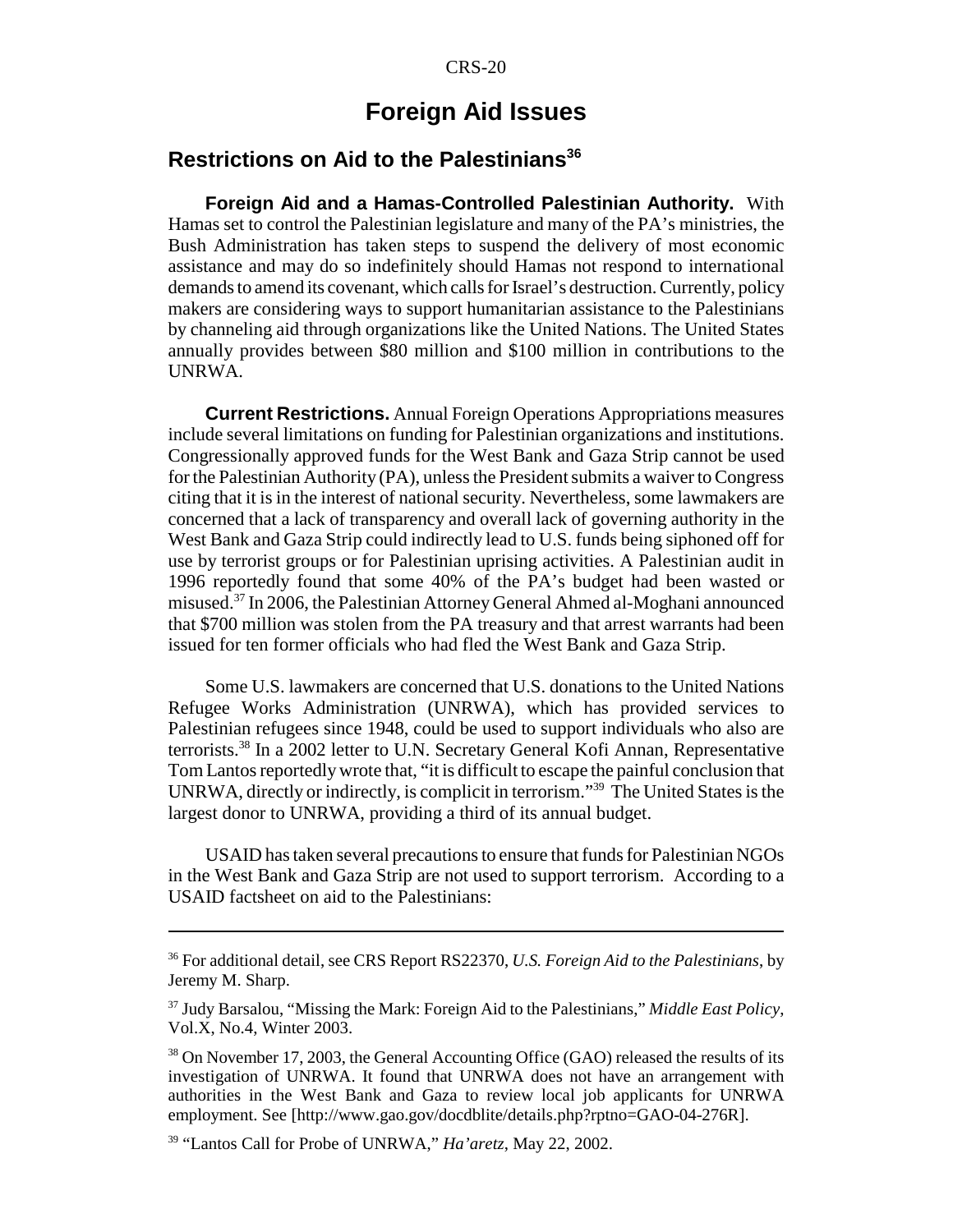# Foreign Aid Issues

## Restrictions on Aid to the Palestinians[36]

**Foreign Aid and a Hamas-Controlled Palestinian Authority.** With Hamas set to control the Palestinian legislature and many of the PA's ministries, the Bush Administration has taken steps to suspend the delivery of most economic assistance and may do so indefinitely should Hamas not respond to international demands to amend its covenant, which calls for Israel's destruction. Currently, policy makers are considering ways to support humanitarian assistance to the Palestinians by channeling aid through organizations like the United Nations. The United States annually provides between $80 million and $100 million in contributions to the UNRWA.

**Current Restrictions.** Annual Foreign Operations Appropriations measures include several limitations on funding for Palestinian organizations and institutions. Congressionally approved funds for the West Bank and Gaza Strip cannot be used for the Palestinian Authority (PA), unless the President submits a waiver to Congress citing that it is in the interest of national security. Nevertheless, some lawmakers are concerned that a lack of transparency and overall lack of governing authority in the West Bank and Gaza Strip could indirectly lead to U.S. funds being siphoned off for use by terrorist groups or for Palestinian uprising activities. A Palestinian audit in 1996 reportedly found that some 40% of the PA's budget had been wasted or misused.[37] In 2006, the Palestinian Attorney General Ahmed al-Moghani announced that $700 million was stolen from the PA treasury and that arrest warrants had been issued for ten former officials who had fled the West Bank and Gaza Strip.

Some U.S. lawmakers are concerned that U.S. donations to the United Nations Refugee Works Administration (UNRWA), which has provided services to Palestinian refugees since 1948, could be used to support individuals who also are terrorists.[38] In a 2002 letter to U.N. Secretary General Kofi Annan, Representative Tom Lantos reportedly wrote that, "it is difficult to escape the painful conclusion that UNRWA, directly or indirectly, is complicit in terrorism."[39] The United States is the largest donor to UNRWA, providing a third of its annual budget.

USAID has taken several precautions to ensure that funds for Palestinian NGOs in the West Bank and Gaza Strip are not used to support terrorism. According to a USAID factsheet on aid to the Palestinians:

---

[36] For additional detail, see CRS Report RS22370, *U.S. Foreign Aid to the Palestinians*, by Jeremy M. Sharp.

[37] Judy Barsalou, "Missing the Mark: Foreign Aid to the Palestinians," *Middle East Policy*, Vol.X, No.4, Winter 2003.

[38] On November 17, 2003, the General Accounting Office (GAO) released the results of its investigation of UNRWA. It found that UNRWA does not have an arrangement with authorities in the West Bank and Gaza to review local job applicants for UNRWA employment. See [http://www.gao.gov/docdblite/details.php?rptno=GAO-04-276R].

[39] "Lantos Call for Probe of UNRWA," *Ha'aretz*, May 22, 2002.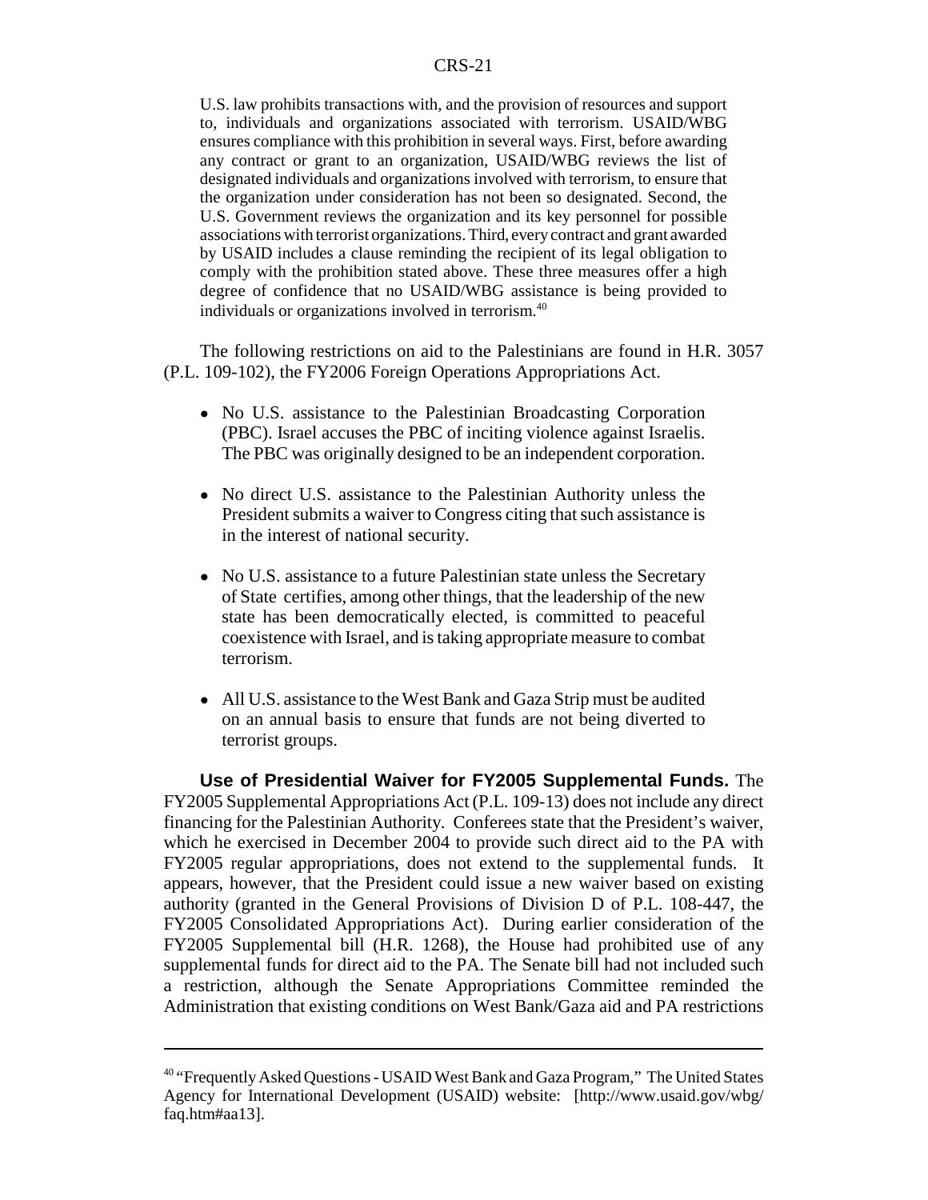> U.S. law prohibits transactions with, and the provision of resources and support to, individuals and organizations associated with terrorism. USAID/WBG ensures compliance with this prohibition in several ways. First, before awarding any contract or grant to an organization, USAID/WBG reviews the list of designated individuals and organizations involved with terrorism, to ensure that the organization under consideration has not been so designated. Second, the U.S. Government reviews the organization and its key personnel for possible associations with terrorist organizations. Third, every contract and grant awarded by USAID includes a clause reminding the recipient of its legal obligation to comply with the prohibition stated above. These three measures offer a high degree of confidence that no USAID/WBG assistance is being provided to individuals or organizations involved in terrorism.[40]

The following restrictions on aid to the Palestinians are found in H.R. 3057 (P.L. 109-102), the FY2006 Foreign Operations Appropriations Act.

- No U.S. assistance to the Palestinian Broadcasting Corporation (PBC). Israel accuses the PBC of inciting violence against Israelis. The PBC was originally designed to be an independent corporation.
- No direct U.S. assistance to the Palestinian Authority unless the President submits a waiver to Congress citing that such assistance is in the interest of national security.
- No U.S. assistance to a future Palestinian state unless the Secretary of State certifies, among other things, that the leadership of the new state has been democratically elected, is committed to peaceful coexistence with Israel, and is taking appropriate measure to combat terrorism.
- All U.S. assistance to the West Bank and Gaza Strip must be audited on an annual basis to ensure that funds are not being diverted to terrorist groups.

**Use of Presidential Waiver for FY2005 Supplemental Funds.** The FY2005 Supplemental Appropriations Act (P.L. 109-13) does not include any direct financing for the Palestinian Authority. Conferees state that the President's waiver, which he exercised in December 2004 to provide such direct aid to the PA with FY2005 regular appropriations, does not extend to the supplemental funds. It appears, however, that the President could issue a new waiver based on existing authority (granted in the General Provisions of Division D of P.L. 108-447, the FY2005 Consolidated Appropriations Act). During earlier consideration of the FY2005 Supplemental bill (H.R. 1268), the House had prohibited use of any supplemental funds for direct aid to the PA. The Senate bill had not included such a restriction, although the Senate Appropriations Committee reminded the Administration that existing conditions on West Bank/Gaza aid and PA restrictions

---

[40] "Frequently Asked Questions - USAID West Bank and Gaza Program," The United States Agency for International Development (USAID) website: [http://www.usaid.gov/wbg/faq.htm#aa13].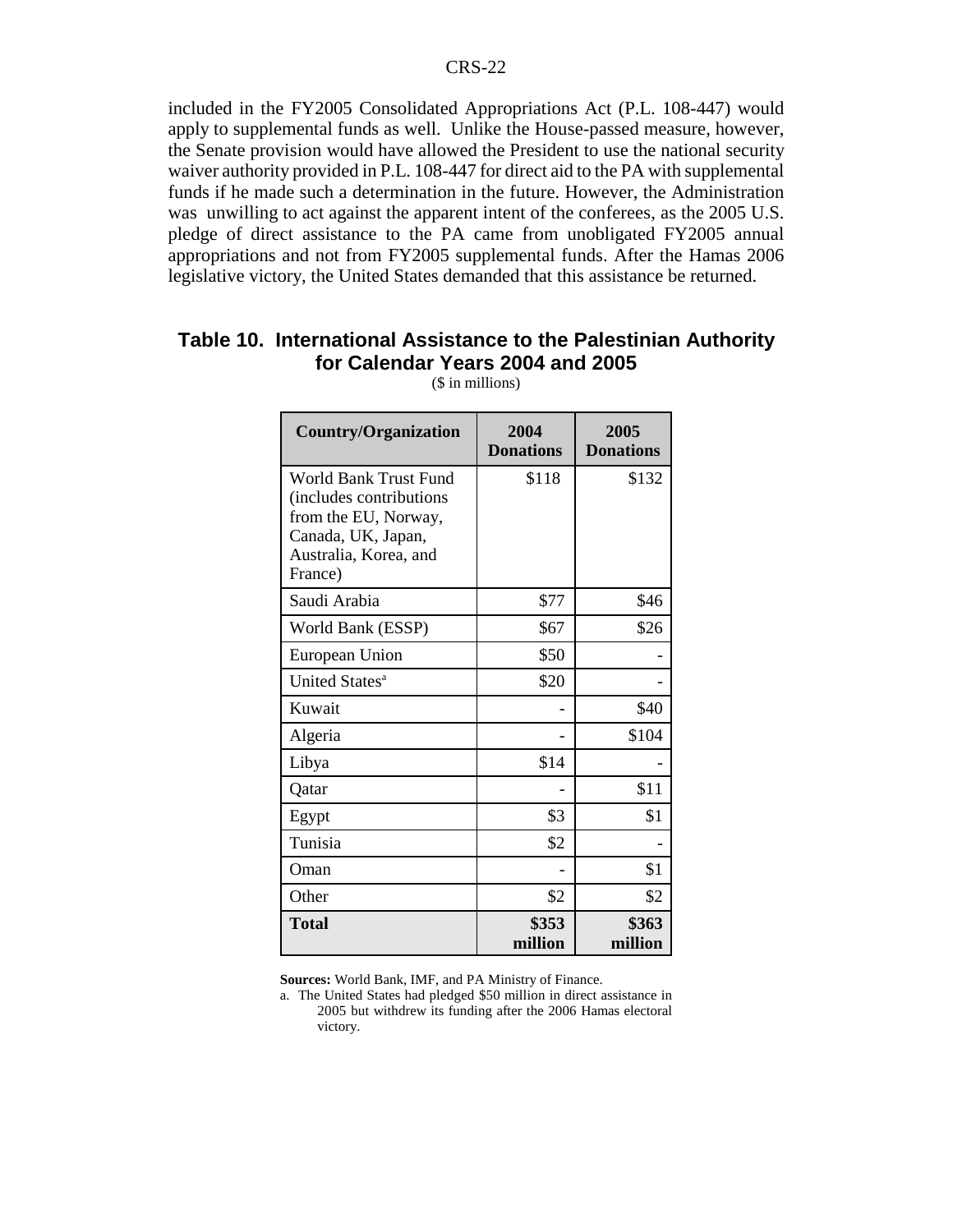included in the FY2005 Consolidated Appropriations Act (P.L. 108-447) would apply to supplemental funds as well. Unlike the House-passed measure, however, the Senate provision would have allowed the President to use the national security waiver authority provided in P.L. 108-447 for direct aid to the PA with supplemental funds if he made such a determination in the future. However, the Administration was unwilling to act against the apparent intent of the conferees, as the 2005 U.S. pledge of direct assistance to the PA came from unobligated FY2005 annual appropriations and not from FY2005 supplemental funds. After the Hamas 2006 legislative victory, the United States demanded that this assistance be returned.

## Table 10. International Assistance to the Palestinian Authority for Calendar Years 2004 and 2005

($ in millions)

| Country/Organization | 2004 Donations | 2005 Donations |
|---|---|---|
| World Bank Trust Fund (includes contributions from the EU, Norway, Canada, UK, Japan, Australia, Korea, and France) | $118 | $132 |
| Saudi Arabia | $77 | $46 |
| World Bank (ESSP) | $67 | $26 |
| European Union | $50 | - |
| United States[a] | $20 | - |
| Kuwait | - | $40 |
| Algeria | - | $104 |
| Libya | $14 | - |
| Qatar | - | $11 |
| Egypt | $3 | $1 |
| Tunisia | $2 | - |
| Oman | - | $1 |
| Other | $2 | $2 |
| **Total** | **$353 million** | **$363 million** |

**Sources:** World Bank, IMF, and PA Ministry of Finance.

a. The United States had pledged $50 million in direct assistance in 2005 but withdrew its funding after the 2006 Hamas electoral victory.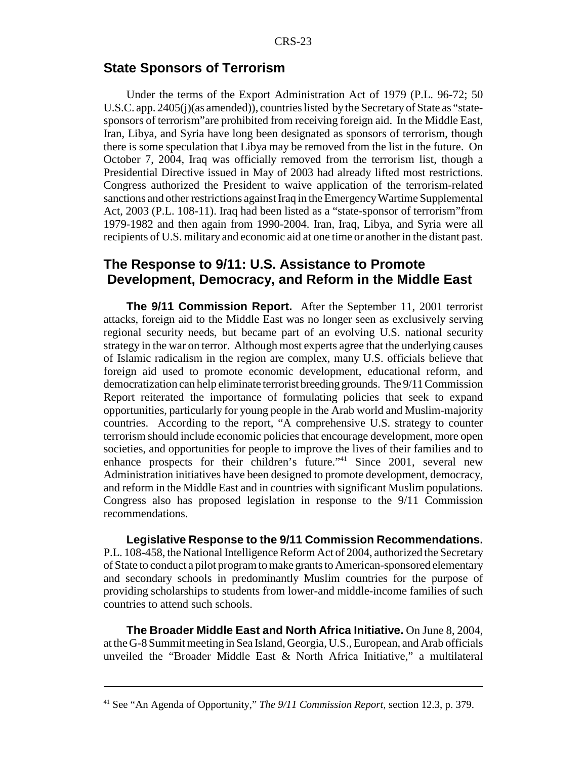## State Sponsors of Terrorism

Under the terms of the Export Administration Act of 1979 (P.L. 96-72; 50 U.S.C. app. 2405(j)(as amended)), countries listed by the Secretary of State as "state-sponsors of terrorism" are prohibited from receiving foreign aid. In the Middle East, Iran, Libya, and Syria have long been designated as sponsors of terrorism, though there is some speculation that Libya may be removed from the list in the future. On October 7, 2004, Iraq was officially removed from the terrorism list, though a Presidential Directive issued in May of 2003 had already lifted most restrictions. Congress authorized the President to waive application of the terrorism-related sanctions and other restrictions against Iraq in the Emergency Wartime Supplemental Act, 2003 (P.L. 108-11). Iraq had been listed as a "state-sponsor of terrorism" from 1979-1982 and then again from 1990-2004. Iran, Iraq, Libya, and Syria were all recipients of U.S. military and economic aid at one time or another in the distant past.

## The Response to 9/11: U.S. Assistance to Promote Development, Democracy, and Reform in the Middle East

**The 9/11 Commission Report.** After the September 11, 2001 terrorist attacks, foreign aid to the Middle East was no longer seen as exclusively serving regional security needs, but became part of an evolving U.S. national security strategy in the war on terror. Although most experts agree that the underlying causes of Islamic radicalism in the region are complex, many U.S. officials believe that foreign aid used to promote economic development, educational reform, and democratization can help eliminate terrorist breeding grounds. The 9/11 Commission Report reiterated the importance of formulating policies that seek to expand opportunities, particularly for young people in the Arab world and Muslim-majority countries. According to the report, "A comprehensive U.S. strategy to counter terrorism should include economic policies that encourage development, more open societies, and opportunities for people to improve the lives of their families and to enhance prospects for their children's future."[41] Since 2001, several new Administration initiatives have been designed to promote development, democracy, and reform in the Middle East and in countries with significant Muslim populations. Congress also has proposed legislation in response to the 9/11 Commission recommendations.

**Legislative Response to the 9/11 Commission Recommendations.** P.L. 108-458, the National Intelligence Reform Act of 2004, authorized the Secretary of State to conduct a pilot program to make grants to American-sponsored elementary and secondary schools in predominantly Muslim countries for the purpose of providing scholarships to students from lower-and middle-income families of such countries to attend such schools.

**The Broader Middle East and North Africa Initiative.** On June 8, 2004, at the G-8 Summit meeting in Sea Island, Georgia, U.S., European, and Arab officials unveiled the "Broader Middle East & North Africa Initiative," a multilateral

---

[41] See "An Agenda of Opportunity," *The 9/11 Commission Report*, section 12.3, p. 379.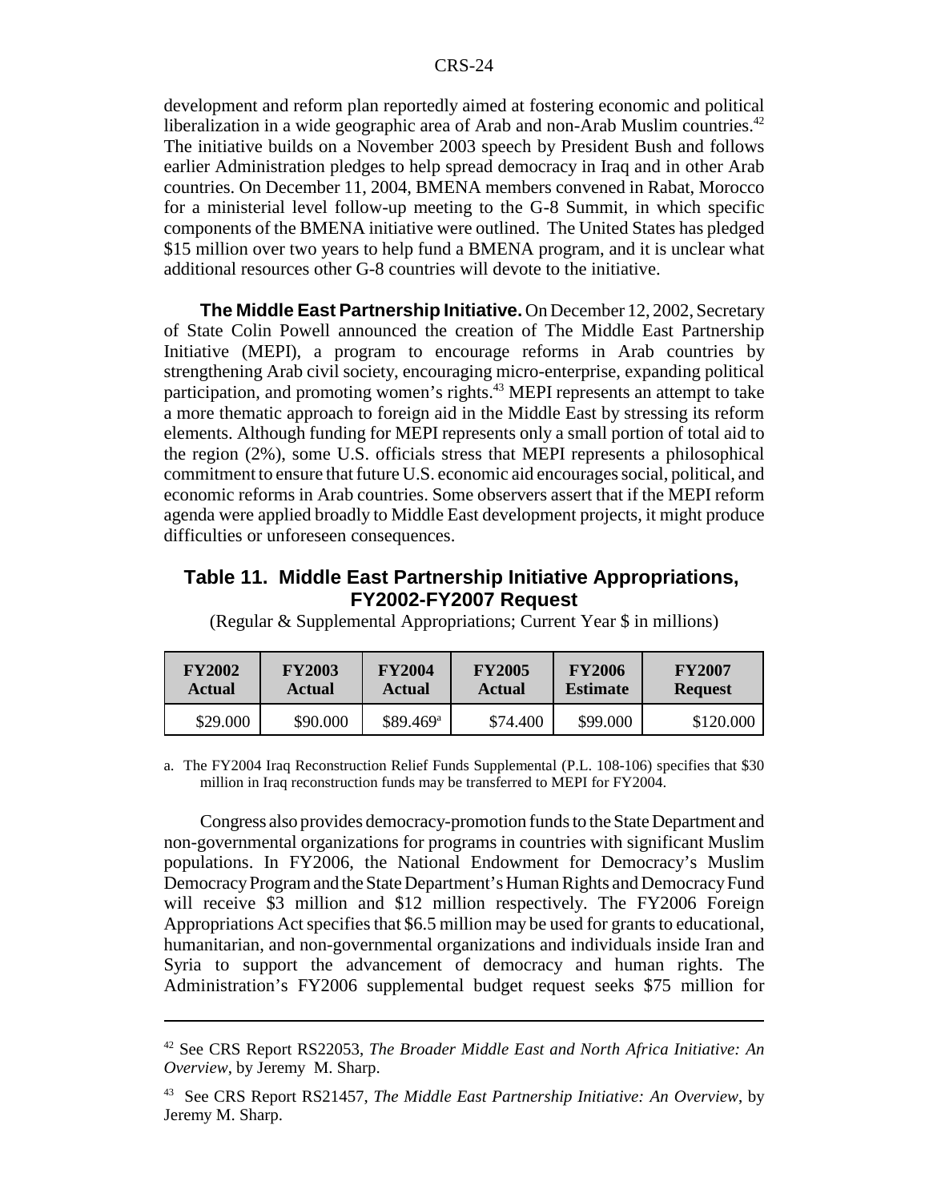development and reform plan reportedly aimed at fostering economic and political liberalization in a wide geographic area of Arab and non-Arab Muslim countries.[42] The initiative builds on a November 2003 speech by President Bush and follows earlier Administration pledges to help spread democracy in Iraq and in other Arab countries. On December 11, 2004, BMENA members convened in Rabat, Morocco for a ministerial level follow-up meeting to the G-8 Summit, in which specific components of the BMENA initiative were outlined. The United States has pledged $15 million over two years to help fund a BMENA program, and it is unclear what additional resources other G-8 countries will devote to the initiative.

**The Middle East Partnership Initiative.** On December 12, 2002, Secretary of State Colin Powell announced the creation of The Middle East Partnership Initiative (MEPI), a program to encourage reforms in Arab countries by strengthening Arab civil society, encouraging micro-enterprise, expanding political participation, and promoting women's rights.[43] MEPI represents an attempt to take a more thematic approach to foreign aid in the Middle East by stressing its reform elements. Although funding for MEPI represents only a small portion of total aid to the region (2%), some U.S. officials stress that MEPI represents a philosophical commitment to ensure that future U.S. economic aid encourages social, political, and economic reforms in Arab countries. Some observers assert that if the MEPI reform agenda were applied broadly to Middle East development projects, it might produce difficulties or unforeseen consequences.

### Table 11. Middle East Partnership Initiative Appropriations, FY2002-FY2007 Request

(Regular & Supplemental Appropriations; Current Year $ in millions)

| FY2002 Actual | FY2003 Actual | FY2004 Actual | FY2005 Actual | FY2006 Estimate | FY2007 Request |
|---|---|---|---|---|---|
| $29.000 | $90.000 | $89.469[a] | $74.400 | $99.000 | $120.000 |

a. The FY2004 Iraq Reconstruction Relief Funds Supplemental (P.L. 108-106) specifies that $30 million in Iraq reconstruction funds may be transferred to MEPI for FY2004.

Congress also provides democracy-promotion funds to the State Department and non-governmental organizations for programs in countries with significant Muslim populations. In FY2006, the National Endowment for Democracy's Muslim Democracy Program and the State Department's Human Rights and Democracy Fund will receive $3 million and $12 million respectively. The FY2006 Foreign Appropriations Act specifies that $6.5 million may be used for grants to educational, humanitarian, and non-governmental organizations and individuals inside Iran and Syria to support the advancement of democracy and human rights. The Administration's FY2006 supplemental budget request seeks $75 million for

---

[42] See CRS Report RS22053, *The Broader Middle East and North Africa Initiative: An Overview*, by Jeremy M. Sharp.

[43] See CRS Report RS21457, *The Middle East Partnership Initiative: An Overview*, by Jeremy M. Sharp.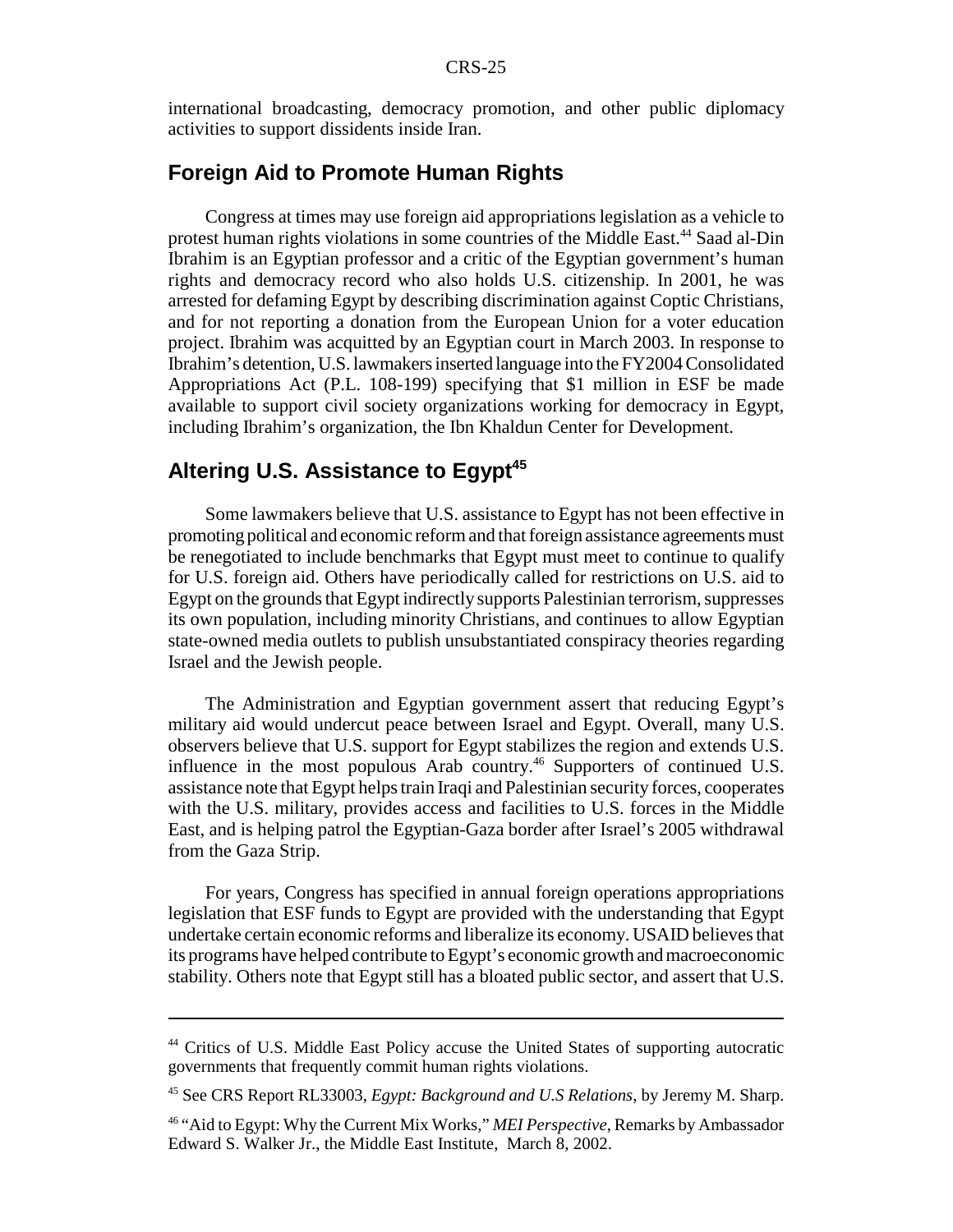international broadcasting, democracy promotion, and other public diplomacy activities to support dissidents inside Iran.

## Foreign Aid to Promote Human Rights

Congress at times may use foreign aid appropriations legislation as a vehicle to protest human rights violations in some countries of the Middle East.[44] Saad al-Din Ibrahim is an Egyptian professor and a critic of the Egyptian government's human rights and democracy record who also holds U.S. citizenship. In 2001, he was arrested for defaming Egypt by describing discrimination against Coptic Christians, and for not reporting a donation from the European Union for a voter education project. Ibrahim was acquitted by an Egyptian court in March 2003. In response to Ibrahim's detention, U.S. lawmakers inserted language into the FY2004 Consolidated Appropriations Act (P.L. 108-199) specifying that $1 million in ESF be made available to support civil society organizations working for democracy in Egypt, including Ibrahim's organization, the Ibn Khaldun Center for Development.

## Altering U.S. Assistance to Egypt[45]

Some lawmakers believe that U.S. assistance to Egypt has not been effective in promoting political and economic reform and that foreign assistance agreements must be renegotiated to include benchmarks that Egypt must meet to continue to qualify for U.S. foreign aid. Others have periodically called for restrictions on U.S. aid to Egypt on the grounds that Egypt indirectly supports Palestinian terrorism, suppresses its own population, including minority Christians, and continues to allow Egyptian state-owned media outlets to publish unsubstantiated conspiracy theories regarding Israel and the Jewish people.

The Administration and Egyptian government assert that reducing Egypt's military aid would undercut peace between Israel and Egypt. Overall, many U.S. observers believe that U.S. support for Egypt stabilizes the region and extends U.S. influence in the most populous Arab country.[46] Supporters of continued U.S. assistance note that Egypt helps train Iraqi and Palestinian security forces, cooperates with the U.S. military, provides access and facilities to U.S. forces in the Middle East, and is helping patrol the Egyptian-Gaza border after Israel's 2005 withdrawal from the Gaza Strip.

For years, Congress has specified in annual foreign operations appropriations legislation that ESF funds to Egypt are provided with the understanding that Egypt undertake certain economic reforms and liberalize its economy. USAID believes that its programs have helped contribute to Egypt's economic growth and macroeconomic stability. Others note that Egypt still has a bloated public sector, and assert that U.S.

---

[44] Critics of U.S. Middle East Policy accuse the United States of supporting autocratic governments that frequently commit human rights violations.

[45] See CRS Report RL33003, *Egypt: Background and U.S Relations*, by Jeremy M. Sharp.

[46] "Aid to Egypt: Why the Current Mix Works," *MEI Perspective*, Remarks by Ambassador Edward S. Walker Jr., the Middle East Institute, March 8, 2002.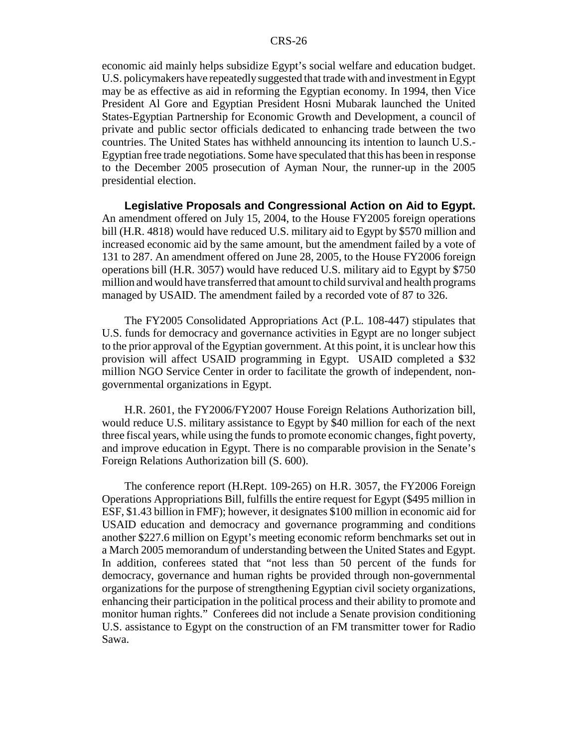economic aid mainly helps subsidize Egypt's social welfare and education budget. U.S. policymakers have repeatedly suggested that trade with and investment in Egypt may be as effective as aid in reforming the Egyptian economy. In 1994, then Vice President Al Gore and Egyptian President Hosni Mubarak launched the United States-Egyptian Partnership for Economic Growth and Development, a council of private and public sector officials dedicated to enhancing trade between the two countries. The United States has withheld announcing its intention to launch U.S.-Egyptian free trade negotiations. Some have speculated that this has been in response to the December 2005 prosecution of Ayman Nour, the runner-up in the 2005 presidential election.

**Legislative Proposals and Congressional Action on Aid to Egypt.** An amendment offered on July 15, 2004, to the House FY2005 foreign operations bill (H.R. 4818) would have reduced U.S. military aid to Egypt by $570 million and increased economic aid by the same amount, but the amendment failed by a vote of 131 to 287. An amendment offered on June 28, 2005, to the House FY2006 foreign operations bill (H.R. 3057) would have reduced U.S. military aid to Egypt by $750 million and would have transferred that amount to child survival and health programs managed by USAID. The amendment failed by a recorded vote of 87 to 326.

The FY2005 Consolidated Appropriations Act (P.L. 108-447) stipulates that U.S. funds for democracy and governance activities in Egypt are no longer subject to the prior approval of the Egyptian government. At this point, it is unclear how this provision will affect USAID programming in Egypt. USAID completed a $32 million NGO Service Center in order to facilitate the growth of independent, non-governmental organizations in Egypt.

H.R. 2601, the FY2006/FY2007 House Foreign Relations Authorization bill, would reduce U.S. military assistance to Egypt by $40 million for each of the next three fiscal years, while using the funds to promote economic changes, fight poverty, and improve education in Egypt. There is no comparable provision in the Senate's Foreign Relations Authorization bill (S. 600).

The conference report (H.Rept. 109-265) on H.R. 3057, the FY2006 Foreign Operations Appropriations Bill, fulfills the entire request for Egypt ($495 million in ESF, $1.43 billion in FMF); however, it designates $100 million in economic aid for USAID education and democracy and governance programming and conditions another $227.6 million on Egypt's meeting economic reform benchmarks set out in a March 2005 memorandum of understanding between the United States and Egypt. In addition, conferees stated that "not less than 50 percent of the funds for democracy, governance and human rights be provided through non-governmental organizations for the purpose of strengthening Egyptian civil society organizations, enhancing their participation in the political process and their ability to promote and monitor human rights." Conferees did not include a Senate provision conditioning U.S. assistance to Egypt on the construction of an FM transmitter tower for Radio Sawa.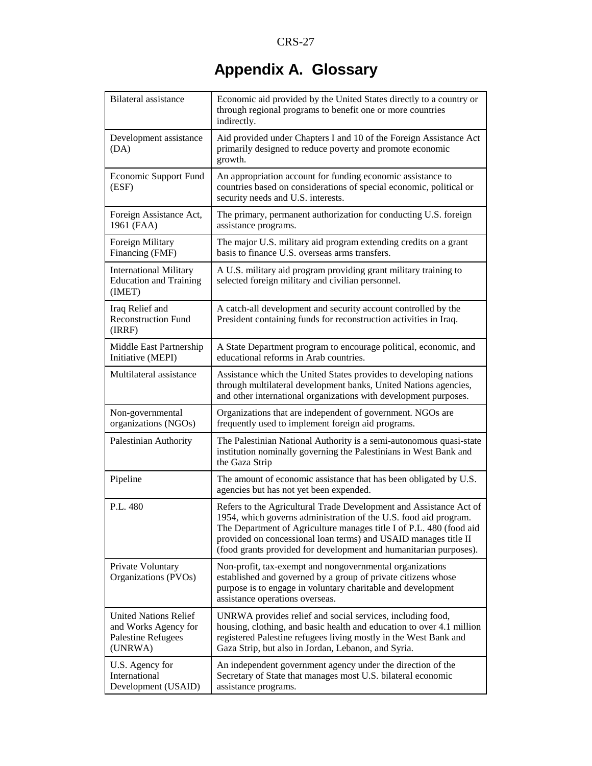# Appendix A. Glossary

| | |
|---|---|
| Bilateral assistance | Economic aid provided by the United States directly to a country or through regional programs to benefit one or more countries indirectly. |
| Development assistance (DA) | Aid provided under Chapters I and 10 of the Foreign Assistance Act primarily designed to reduce poverty and promote economic growth. |
| Economic Support Fund (ESF) | An appropriation account for funding economic assistance to countries based on considerations of special economic, political or security needs and U.S. interests. |
| Foreign Assistance Act, 1961 (FAA) | The primary, permanent authorization for conducting U.S. foreign assistance programs. |
| Foreign Military Financing (FMF) | The major U.S. military aid program extending credits on a grant basis to finance U.S. overseas arms transfers. |
| International Military Education and Training (IMET) | A U.S. military aid program providing grant military training to selected foreign military and civilian personnel. |
| Iraq Relief and Reconstruction Fund (IRRF) | A catch-all development and security account controlled by the President containing funds for reconstruction activities in Iraq. |
| Middle East Partnership Initiative (MEPI) | A State Department program to encourage political, economic, and educational reforms in Arab countries. |
| Multilateral assistance | Assistance which the United States provides to developing nations through multilateral development banks, United Nations agencies, and other international organizations with development purposes. |
| Non-governmental organizations (NGOs) | Organizations that are independent of government. NGOs are frequently used to implement foreign aid programs. |
| Palestinian Authority | The Palestinian National Authority is a semi-autonomous quasi-state institution nominally governing the Palestinians in West Bank and the Gaza Strip |
| Pipeline | The amount of economic assistance that has been obligated by U.S. agencies but has not yet been expended. |
| P.L. 480 | Refers to the Agricultural Trade Development and Assistance Act of 1954, which governs administration of the U.S. food aid program. The Department of Agriculture manages title I of P.L. 480 (food aid provided on concessional loan terms) and USAID manages title II (food grants provided for development and humanitarian purposes). |
| Private Voluntary Organizations (PVOs) | Non-profit, tax-exempt and nongovernmental organizations established and governed by a group of private citizens whose purpose is to engage in voluntary charitable and development assistance operations overseas. |
| United Nations Relief and Works Agency for Palestine Refugees (UNRWA) | UNRWA provides relief and social services, including food, housing, clothing, and basic health and education to over 4.1 million registered Palestine refugees living mostly in the West Bank and Gaza Strip, but also in Jordan, Lebanon, and Syria. |
| U.S. Agency for International Development (USAID) | An independent government agency under the direction of the Secretary of State that manages most U.S. bilateral economic assistance programs. |